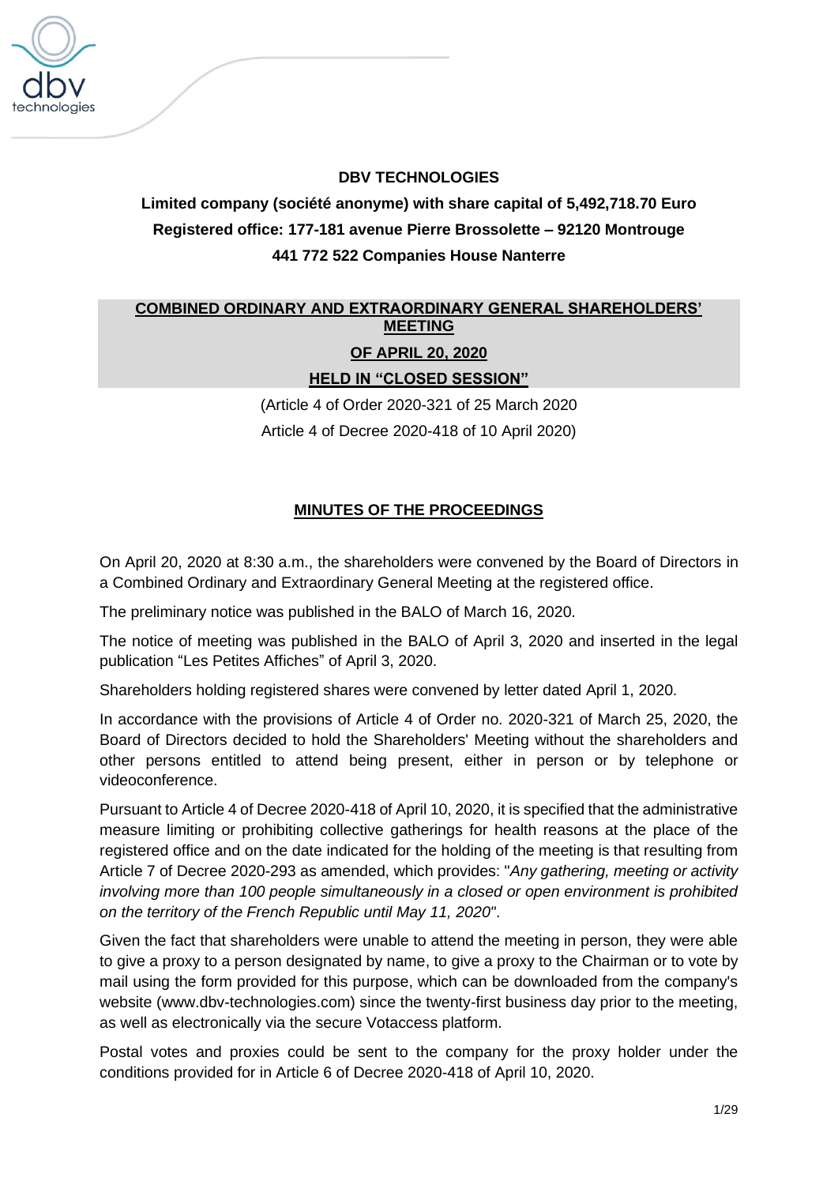**DBV TECHNOLOGIES**

**Limited company (société anonyme) with share capital of 5,492,718.70 Euro**

**Registered office: 177-181 avenue Pierre Brossolette – 92120 Montrouge**

**441 772 522 Companies House Nanterre**

## COMBINED ORDINARY AND EXTRAORDINARY GENERAL SHAREHOLDERS' MEETING

## OF APRIL 20, 2020

## HELD IN "CLOSED SESSION"

(Article 4 of Order 2020-321 of 25 March 2020

Article 4 of Decree 2020-418 of 10 April 2020)

## MINUTES OF THE PROCEEDINGS

On April 20, 2020 at 8:30 a.m., the shareholders were convened by the Board of Directors in a Combined Ordinary and Extraordinary General Meeting at the registered office.

The preliminary notice was published in the BALO of March 16, 2020.

The notice of meeting was published in the BALO of April 3, 2020 and inserted in the legal publication "Les Petites Affiches" of April 3, 2020.

Shareholders holding registered shares were convened by letter dated April 1, 2020.

In accordance with the provisions of Article 4 of Order no. 2020-321 of March 25, 2020, the Board of Directors decided to hold the Shareholders' Meeting without the shareholders and other persons entitled to attend being present, either in person or by telephone or videoconference.

Pursuant to Article 4 of Decree 2020-418 of April 10, 2020, it is specified that the administrative measure limiting or prohibiting collective gatherings for health reasons at the place of the registered office and on the date indicated for the holding of the meeting is that resulting from Article 7 of Decree 2020-293 as amended, which provides: "*Any gathering, meeting or activity involving more than 100 people simultaneously in a closed or open environment is prohibited on the territory of the French Republic until May 11, 2020*".

Given the fact that shareholders were unable to attend the meeting in person, they were able to give a proxy to a person designated by name, to give a proxy to the Chairman or to vote by mail using the form provided for this purpose, which can be downloaded from the company's website (www.dbv-technologies.com) since the twenty-first business day prior to the meeting, as well as electronically via the secure Votaccess platform.

Postal votes and proxies could be sent to the company for the proxy holder under the conditions provided for in Article 6 of Decree 2020-418 of April 10, 2020.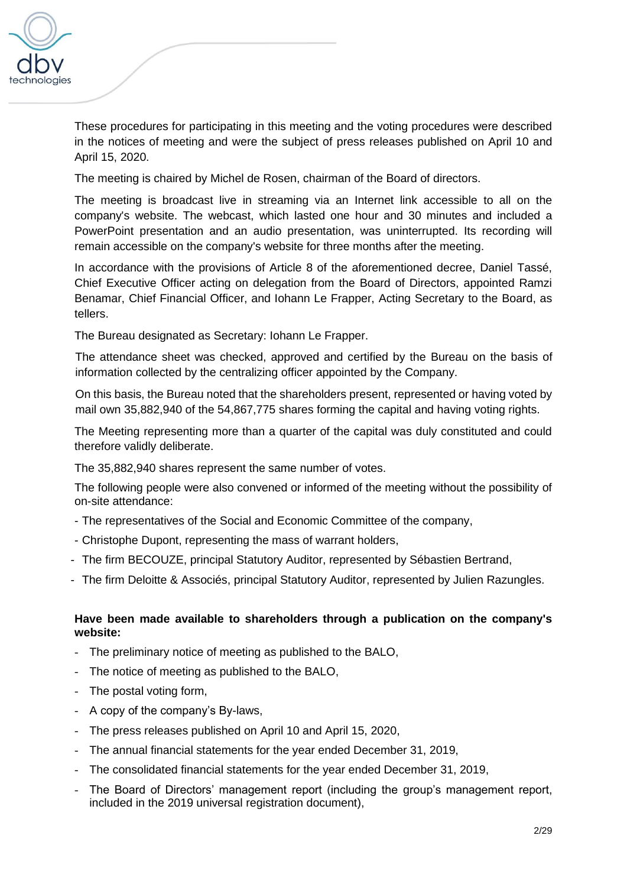These procedures for participating in this meeting and the voting procedures were described in the notices of meeting and were the subject of press releases published on April 10 and April 15, 2020.

The meeting is chaired by Michel de Rosen, chairman of the Board of directors.

The meeting is broadcast live in streaming via an Internet link accessible to all on the company's website. The webcast, which lasted one hour and 30 minutes and included a PowerPoint presentation and an audio presentation, was uninterrupted. Its recording will remain accessible on the company's website for three months after the meeting.

In accordance with the provisions of Article 8 of the aforementioned decree, Daniel Tassé, Chief Executive Officer acting on delegation from the Board of Directors, appointed Ramzi Benamar, Chief Financial Officer, and Iohann Le Frapper, Acting Secretary to the Board, as tellers.

The Bureau designated as Secretary: Iohann Le Frapper.

The attendance sheet was checked, approved and certified by the Bureau on the basis of information collected by the centralizing officer appointed by the Company.

On this basis, the Bureau noted that the shareholders present, represented or having voted by mail own 35,882,940 of the 54,867,775 shares forming the capital and having voting rights.

The Meeting representing more than a quarter of the capital was duly constituted and could therefore validly deliberate.

The 35,882,940 shares represent the same number of votes.

The following people were also convened or informed of the meeting without the possibility of on-site attendance:

- The representatives of the Social and Economic Committee of the company,
- Christophe Dupont, representing the mass of warrant holders,
- The firm BECOUZE, principal Statutory Auditor, represented by Sébastien Bertrand,
- The firm Deloitte & Associés, principal Statutory Auditor, represented by Julien Razungles.

**Have been made available to shareholders through a publication on the company's website:**

- The preliminary notice of meeting as published to the BALO,
- The notice of meeting as published to the BALO,
- The postal voting form,
- A copy of the company's By-laws,
- The press releases published on April 10 and April 15, 2020,
- The annual financial statements for the year ended December 31, 2019,
- The consolidated financial statements for the year ended December 31, 2019,
- The Board of Directors' management report (including the group's management report, included in the 2019 universal registration document),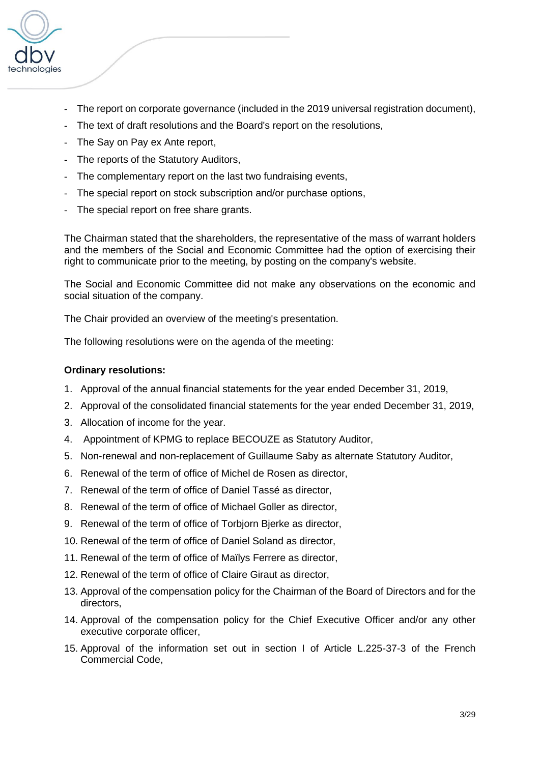- The report on corporate governance (included in the 2019 universal registration document),
- The text of draft resolutions and the Board's report on the resolutions,
- The Say on Pay ex Ante report,
- The reports of the Statutory Auditors,
- The complementary report on the last two fundraising events,
- The special report on stock subscription and/or purchase options,
- The special report on free share grants.

The Chairman stated that the shareholders, the representative of the mass of warrant holders and the members of the Social and Economic Committee had the option of exercising their right to communicate prior to the meeting, by posting on the company's website.

The Social and Economic Committee did not make any observations on the economic and social situation of the company.

The Chair provided an overview of the meeting's presentation.

The following resolutions were on the agenda of the meeting:

**Ordinary resolutions:**

1. Approval of the annual financial statements for the year ended December 31, 2019,
2. Approval of the consolidated financial statements for the year ended December 31, 2019,
3. Allocation of income for the year.
4. Appointment of KPMG to replace BECOUZE as Statutory Auditor,
5. Non-renewal and non-replacement of Guillaume Saby as alternate Statutory Auditor,
6. Renewal of the term of office of Michel de Rosen as director,
7. Renewal of the term of office of Daniel Tassé as director,
8. Renewal of the term of office of Michael Goller as director,
9. Renewal of the term of office of Torbjorn Bjerke as director,
10. Renewal of the term of office of Daniel Soland as director,
11. Renewal of the term of office of Maïlys Ferrere as director,
12. Renewal of the term of office of Claire Giraut as director,
13. Approval of the compensation policy for the Chairman of the Board of Directors and for the directors,
14. Approval of the compensation policy for the Chief Executive Officer and/or any other executive corporate officer,
15. Approval of the information set out in section I of Article L.225-37-3 of the French Commercial Code,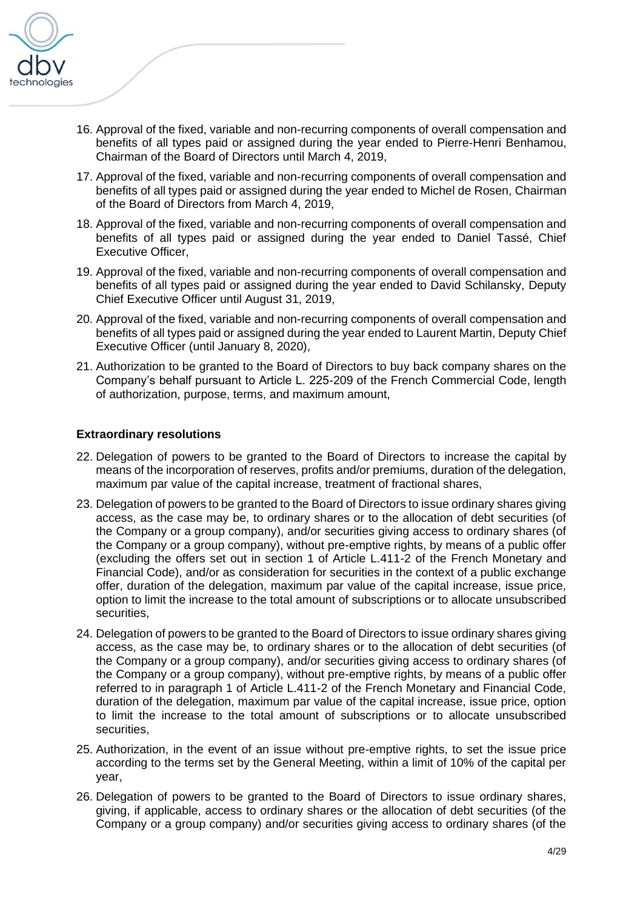16. Approval of the fixed, variable and non-recurring components of overall compensation and benefits of all types paid or assigned during the year ended to Pierre-Henri Benhamou, Chairman of the Board of Directors until March 4, 2019,

17. Approval of the fixed, variable and non-recurring components of overall compensation and benefits of all types paid or assigned during the year ended to Michel de Rosen, Chairman of the Board of Directors from March 4, 2019,

18. Approval of the fixed, variable and non-recurring components of overall compensation and benefits of all types paid or assigned during the year ended to Daniel Tassé, Chief Executive Officer,

19. Approval of the fixed, variable and non-recurring components of overall compensation and benefits of all types paid or assigned during the year ended to David Schilansky, Deputy Chief Executive Officer until August 31, 2019,

20. Approval of the fixed, variable and non-recurring components of overall compensation and benefits of all types paid or assigned during the year ended to Laurent Martin, Deputy Chief Executive Officer (until January 8, 2020),

21. Authorization to be granted to the Board of Directors to buy back company shares on the Company's behalf pursuant to Article L. 225-209 of the French Commercial Code, length of authorization, purpose, terms, and maximum amount,

**Extraordinary resolutions**

22. Delegation of powers to be granted to the Board of Directors to increase the capital by means of the incorporation of reserves, profits and/or premiums, duration of the delegation, maximum par value of the capital increase, treatment of fractional shares,

23. Delegation of powers to be granted to the Board of Directors to issue ordinary shares giving access, as the case may be, to ordinary shares or to the allocation of debt securities (of the Company or a group company), and/or securities giving access to ordinary shares (of the Company or a group company), without pre-emptive rights, by means of a public offer (excluding the offers set out in section 1 of Article L.411-2 of the French Monetary and Financial Code), and/or as consideration for securities in the context of a public exchange offer, duration of the delegation, maximum par value of the capital increase, issue price, option to limit the increase to the total amount of subscriptions or to allocate unsubscribed securities,

24. Delegation of powers to be granted to the Board of Directors to issue ordinary shares giving access, as the case may be, to ordinary shares or to the allocation of debt securities (of the Company or a group company), and/or securities giving access to ordinary shares (of the Company or a group company), without pre-emptive rights, by means of a public offer referred to in paragraph 1 of Article L.411-2 of the French Monetary and Financial Code, duration of the delegation, maximum par value of the capital increase, issue price, option to limit the increase to the total amount of subscriptions or to allocate unsubscribed securities,

25. Authorization, in the event of an issue without pre-emptive rights, to set the issue price according to the terms set by the General Meeting, within a limit of 10% of the capital per year,

26. Delegation of powers to be granted to the Board of Directors to issue ordinary shares, giving, if applicable, access to ordinary shares or the allocation of debt securities (of the Company or a group company) and/or securities giving access to ordinary shares (of the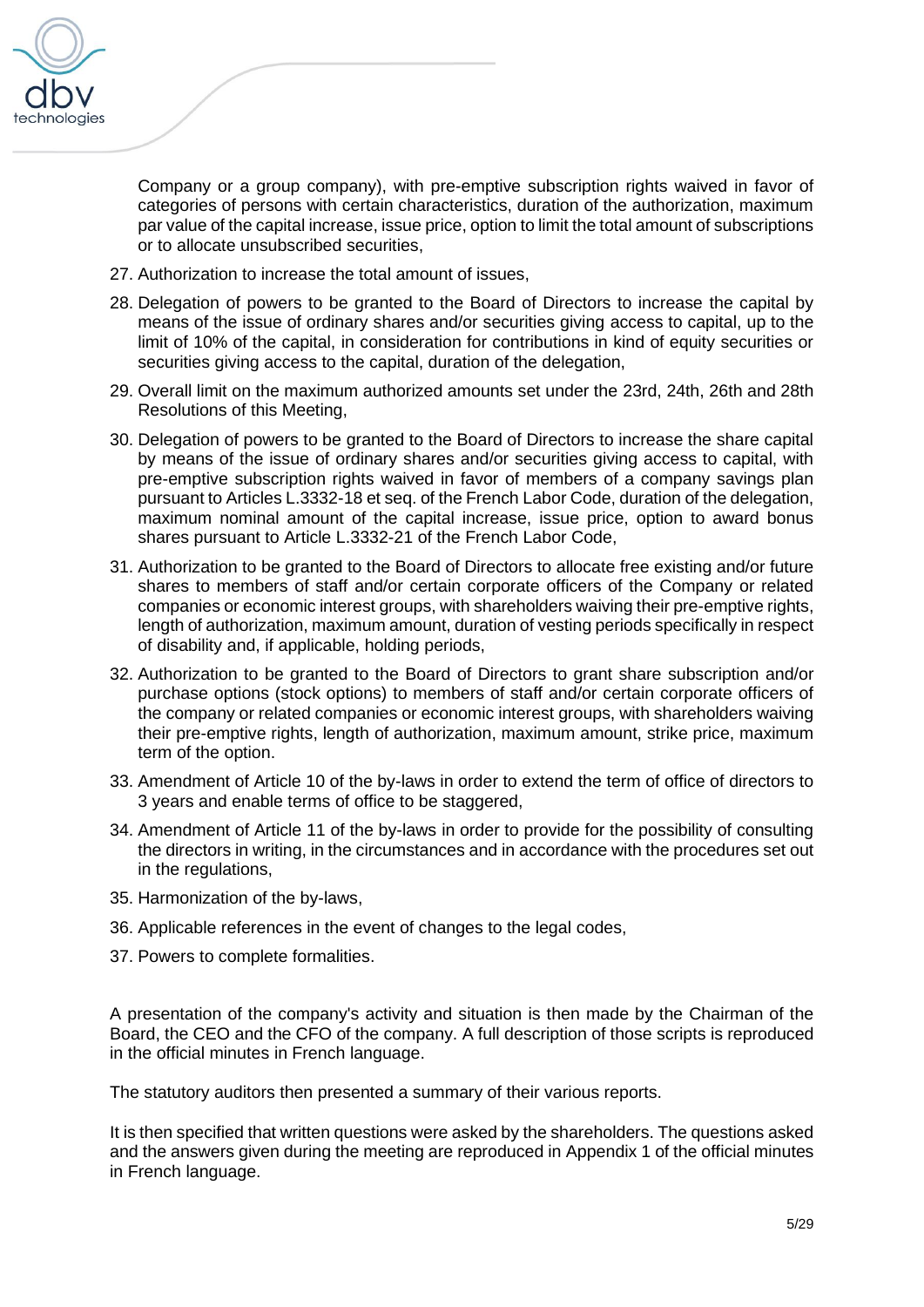Company or a group company), with pre-emptive subscription rights waived in favor of categories of persons with certain characteristics, duration of the authorization, maximum par value of the capital increase, issue price, option to limit the total amount of subscriptions or to allocate unsubscribed securities,

27. Authorization to increase the total amount of issues,
28. Delegation of powers to be granted to the Board of Directors to increase the capital by means of the issue of ordinary shares and/or securities giving access to capital, up to the limit of 10% of the capital, in consideration for contributions in kind of equity securities or securities giving access to the capital, duration of the delegation,
29. Overall limit on the maximum authorized amounts set under the 23rd, 24th, 26th and 28th Resolutions of this Meeting,
30. Delegation of powers to be granted to the Board of Directors to increase the share capital by means of the issue of ordinary shares and/or securities giving access to capital, with pre-emptive subscription rights waived in favor of members of a company savings plan pursuant to Articles L.3332-18 et seq. of the French Labor Code, duration of the delegation, maximum nominal amount of the capital increase, issue price, option to award bonus shares pursuant to Article L.3332-21 of the French Labor Code,
31. Authorization to be granted to the Board of Directors to allocate free existing and/or future shares to members of staff and/or certain corporate officers of the Company or related companies or economic interest groups, with shareholders waiving their pre-emptive rights, length of authorization, maximum amount, duration of vesting periods specifically in respect of disability and, if applicable, holding periods,
32. Authorization to be granted to the Board of Directors to grant share subscription and/or purchase options (stock options) to members of staff and/or certain corporate officers of the company or related companies or economic interest groups, with shareholders waiving their pre-emptive rights, length of authorization, maximum amount, strike price, maximum term of the option.
33. Amendment of Article 10 of the by-laws in order to extend the term of office of directors to 3 years and enable terms of office to be staggered,
34. Amendment of Article 11 of the by-laws in order to provide for the possibility of consulting the directors in writing, in the circumstances and in accordance with the procedures set out in the regulations,
35. Harmonization of the by-laws,
36. Applicable references in the event of changes to the legal codes,
37. Powers to complete formalities.

A presentation of the company's activity and situation is then made by the Chairman of the Board, the CEO and the CFO of the company. A full description of those scripts is reproduced in the official minutes in French language.

The statutory auditors then presented a summary of their various reports.

It is then specified that written questions were asked by the shareholders. The questions asked and the answers given during the meeting are reproduced in Appendix 1 of the official minutes in French language.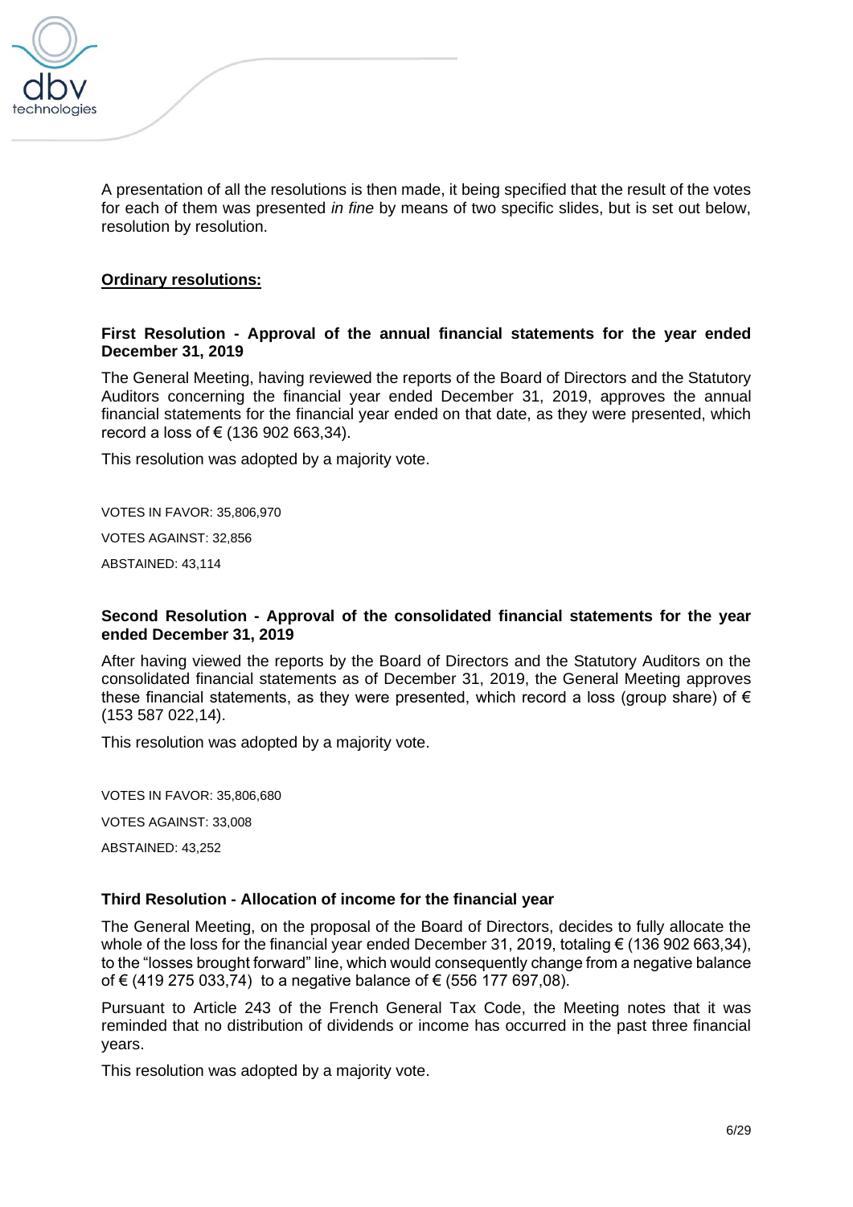A presentation of all the resolutions is then made, it being specified that the result of the votes for each of them was presented *in fine* by means of two specific slides, but is set out below, resolution by resolution.

**Ordinary resolutions:**

**First Resolution - Approval of the annual financial statements for the year ended December 31, 2019**

The General Meeting, having reviewed the reports of the Board of Directors and the Statutory Auditors concerning the financial year ended December 31, 2019, approves the annual financial statements for the financial year ended on that date, as they were presented, which record a loss of € (136 902 663,34).

This resolution was adopted by a majority vote.

VOTES IN FAVOR: 35,806,970

VOTES AGAINST: 32,856

ABSTAINED: 43,114

**Second Resolution - Approval of the consolidated financial statements for the year ended December 31, 2019**

After having viewed the reports by the Board of Directors and the Statutory Auditors on the consolidated financial statements as of December 31, 2019, the General Meeting approves these financial statements, as they were presented, which record a loss (group share) of € (153 587 022,14).

This resolution was adopted by a majority vote.

VOTES IN FAVOR: 35,806,680

VOTES AGAINST: 33,008

ABSTAINED: 43,252

**Third Resolution - Allocation of income for the financial year**

The General Meeting, on the proposal of the Board of Directors, decides to fully allocate the whole of the loss for the financial year ended December 31, 2019, totaling € (136 902 663,34), to the "losses brought forward" line, which would consequently change from a negative balance of € (419 275 033,74) to a negative balance of € (556 177 697,08).

Pursuant to Article 243 of the French General Tax Code, the Meeting notes that it was reminded that no distribution of dividends or income has occurred in the past three financial years.

This resolution was adopted by a majority vote.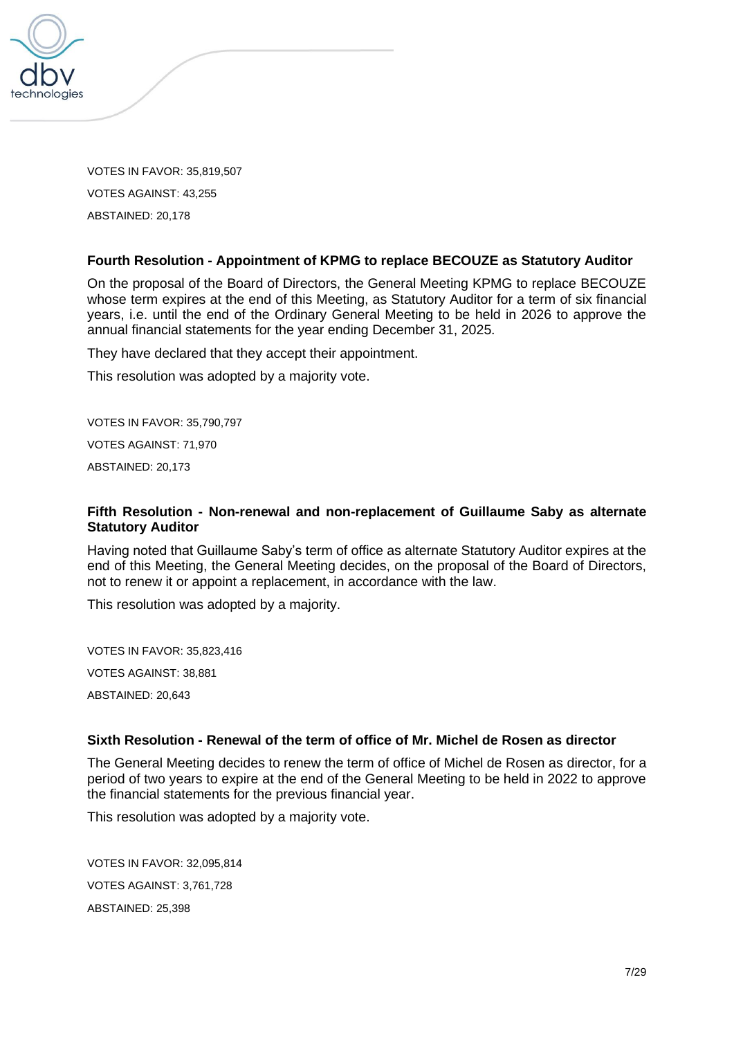VOTES IN FAVOR: 35,819,507

VOTES AGAINST: 43,255

ABSTAINED: 20,178

**Fourth Resolution - Appointment of KPMG to replace BECOUZE as Statutory Auditor**

On the proposal of the Board of Directors, the General Meeting KPMG to replace BECOUZE whose term expires at the end of this Meeting, as Statutory Auditor for a term of six financial years, i.e. until the end of the Ordinary General Meeting to be held in 2026 to approve the annual financial statements for the year ending December 31, 2025.

They have declared that they accept their appointment.

This resolution was adopted by a majority vote.

VOTES IN FAVOR: 35,790,797

VOTES AGAINST: 71,970

ABSTAINED: 20,173

**Fifth Resolution - Non-renewal and non-replacement of Guillaume Saby as alternate Statutory Auditor**

Having noted that Guillaume Saby's term of office as alternate Statutory Auditor expires at the end of this Meeting, the General Meeting decides, on the proposal of the Board of Directors, not to renew it or appoint a replacement, in accordance with the law.

This resolution was adopted by a majority.

VOTES IN FAVOR: 35,823,416

VOTES AGAINST: 38,881

ABSTAINED: 20,643

**Sixth Resolution - Renewal of the term of office of Mr. Michel de Rosen as director**

The General Meeting decides to renew the term of office of Michel de Rosen as director, for a period of two years to expire at the end of the General Meeting to be held in 2022 to approve the financial statements for the previous financial year.

This resolution was adopted by a majority vote.

VOTES IN FAVOR: 32,095,814

VOTES AGAINST: 3,761,728

ABSTAINED: 25,398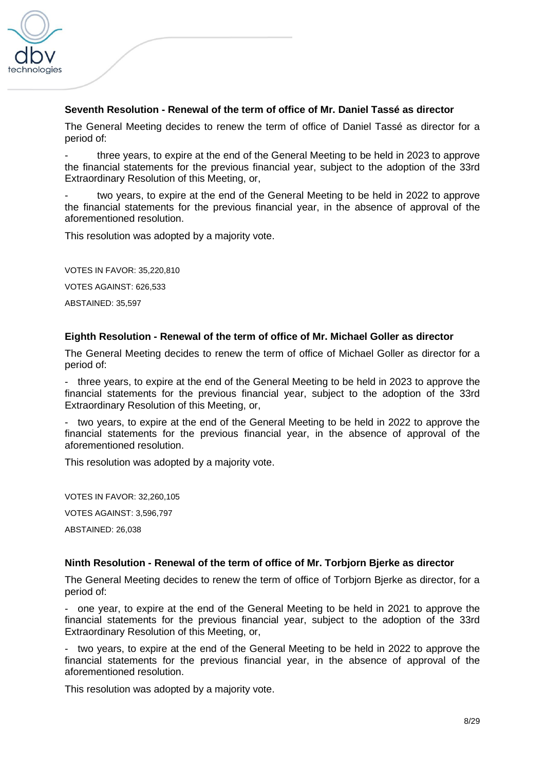**Seventh Resolution - Renewal of the term of office of Mr. Daniel Tassé as director**

The General Meeting decides to renew the term of office of Daniel Tassé as director for a period of:

- three years, to expire at the end of the General Meeting to be held in 2023 to approve the financial statements for the previous financial year, subject to the adoption of the 33rd Extraordinary Resolution of this Meeting, or,
- two years, to expire at the end of the General Meeting to be held in 2022 to approve the financial statements for the previous financial year, in the absence of approval of the aforementioned resolution.

This resolution was adopted by a majority vote.

VOTES IN FAVOR: 35,220,810

VOTES AGAINST: 626,533

ABSTAINED: 35,597

**Eighth Resolution - Renewal of the term of office of Mr. Michael Goller as director**

The General Meeting decides to renew the term of office of Michael Goller as director for a period of:

- three years, to expire at the end of the General Meeting to be held in 2023 to approve the financial statements for the previous financial year, subject to the adoption of the 33rd Extraordinary Resolution of this Meeting, or,
- two years, to expire at the end of the General Meeting to be held in 2022 to approve the financial statements for the previous financial year, in the absence of approval of the aforementioned resolution.

This resolution was adopted by a majority vote.

VOTES IN FAVOR: 32,260,105

VOTES AGAINST: 3,596,797

ABSTAINED: 26,038

**Ninth Resolution - Renewal of the term of office of Mr. Torbjorn Bjerke as director**

The General Meeting decides to renew the term of office of Torbjorn Bjerke as director, for a period of:

- one year, to expire at the end of the General Meeting to be held in 2021 to approve the financial statements for the previous financial year, subject to the adoption of the 33rd Extraordinary Resolution of this Meeting, or,
- two years, to expire at the end of the General Meeting to be held in 2022 to approve the financial statements for the previous financial year, in the absence of approval of the aforementioned resolution.

This resolution was adopted by a majority vote.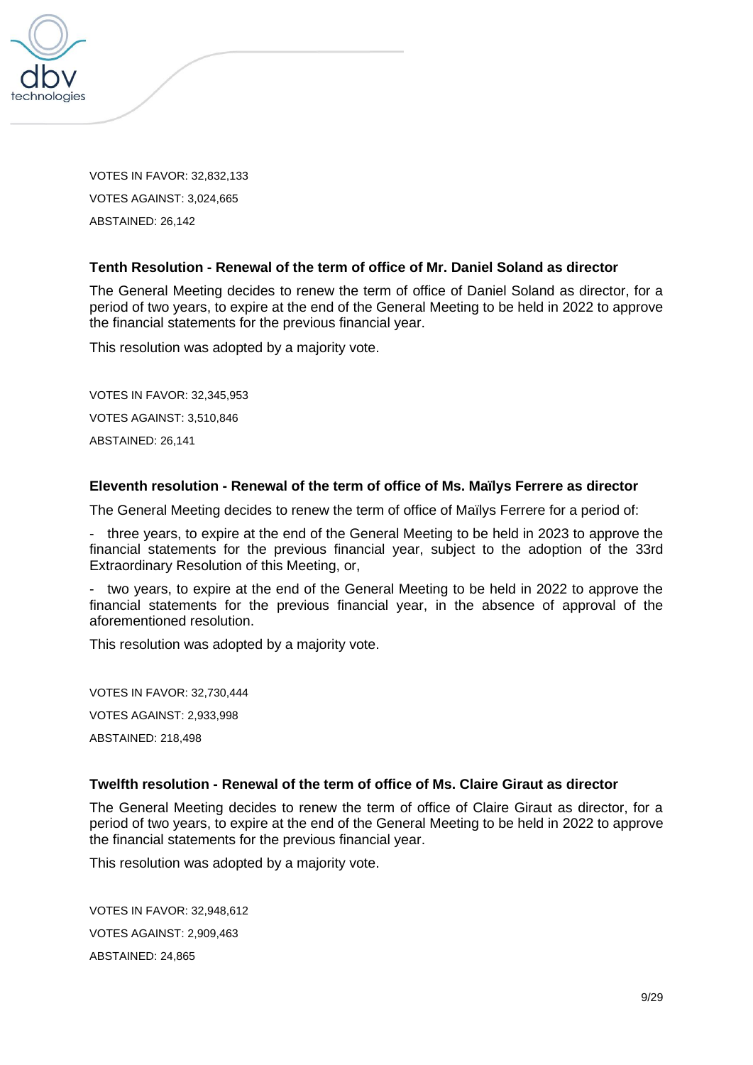VOTES IN FAVOR: 32,832,133

VOTES AGAINST: 3,024,665

ABSTAINED: 26,142

**Tenth Resolution - Renewal of the term of office of Mr. Daniel Soland as director**

The General Meeting decides to renew the term of office of Daniel Soland as director, for a period of two years, to expire at the end of the General Meeting to be held in 2022 to approve the financial statements for the previous financial year.

This resolution was adopted by a majority vote.

VOTES IN FAVOR: 32,345,953

VOTES AGAINST: 3,510,846

ABSTAINED: 26,141

**Eleventh resolution - Renewal of the term of office of Ms. Maïlys Ferrere as director**

The General Meeting decides to renew the term of office of Maïlys Ferrere for a period of:

- three years, to expire at the end of the General Meeting to be held in 2023 to approve the financial statements for the previous financial year, subject to the adoption of the 33rd Extraordinary Resolution of this Meeting, or,
- two years, to expire at the end of the General Meeting to be held in 2022 to approve the financial statements for the previous financial year, in the absence of approval of the aforementioned resolution.

This resolution was adopted by a majority vote.

VOTES IN FAVOR: 32,730,444

VOTES AGAINST: 2,933,998

ABSTAINED: 218,498

**Twelfth resolution - Renewal of the term of office of Ms. Claire Giraut as director**

The General Meeting decides to renew the term of office of Claire Giraut as director, for a period of two years, to expire at the end of the General Meeting to be held in 2022 to approve the financial statements for the previous financial year.

This resolution was adopted by a majority vote.

VOTES IN FAVOR: 32,948,612

VOTES AGAINST: 2,909,463

ABSTAINED: 24,865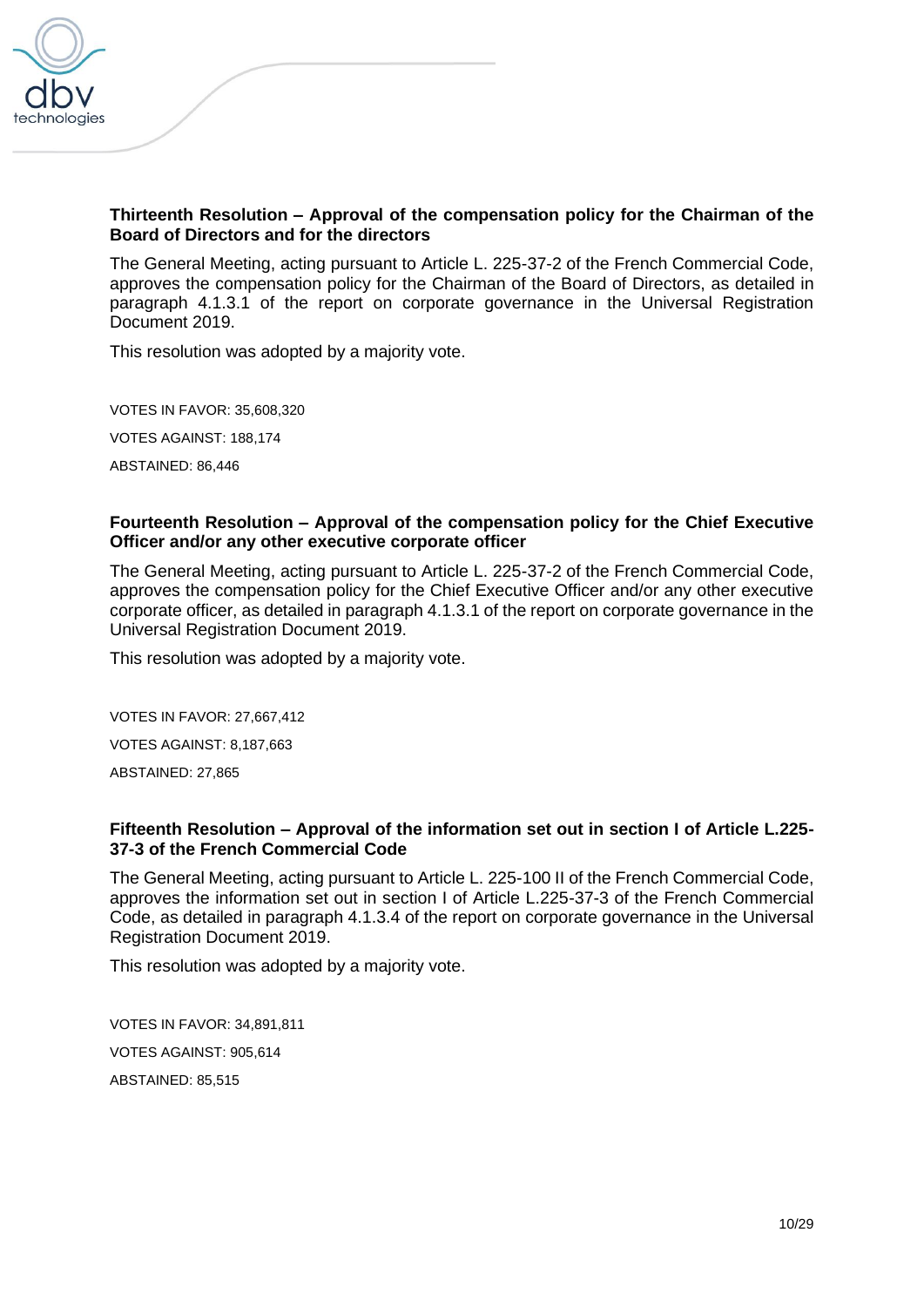**Thirteenth Resolution – Approval of the compensation policy for the Chairman of the Board of Directors and for the directors**

The General Meeting, acting pursuant to Article L. 225-37-2 of the French Commercial Code, approves the compensation policy for the Chairman of the Board of Directors, as detailed in paragraph 4.1.3.1 of the report on corporate governance in the Universal Registration Document 2019.

This resolution was adopted by a majority vote.

VOTES IN FAVOR: 35,608,320

VOTES AGAINST: 188,174

ABSTAINED: 86,446

**Fourteenth Resolution – Approval of the compensation policy for the Chief Executive Officer and/or any other executive corporate officer**

The General Meeting, acting pursuant to Article L. 225-37-2 of the French Commercial Code, approves the compensation policy for the Chief Executive Officer and/or any other executive corporate officer, as detailed in paragraph 4.1.3.1 of the report on corporate governance in the Universal Registration Document 2019.

This resolution was adopted by a majority vote.

VOTES IN FAVOR: 27,667,412

VOTES AGAINST: 8,187,663

ABSTAINED: 27,865

**Fifteenth Resolution – Approval of the information set out in section I of Article L.225-37-3 of the French Commercial Code**

The General Meeting, acting pursuant to Article L. 225-100 II of the French Commercial Code, approves the information set out in section I of Article L.225-37-3 of the French Commercial Code, as detailed in paragraph 4.1.3.4 of the report on corporate governance in the Universal Registration Document 2019.

This resolution was adopted by a majority vote.

VOTES IN FAVOR: 34,891,811

VOTES AGAINST: 905,614

ABSTAINED: 85,515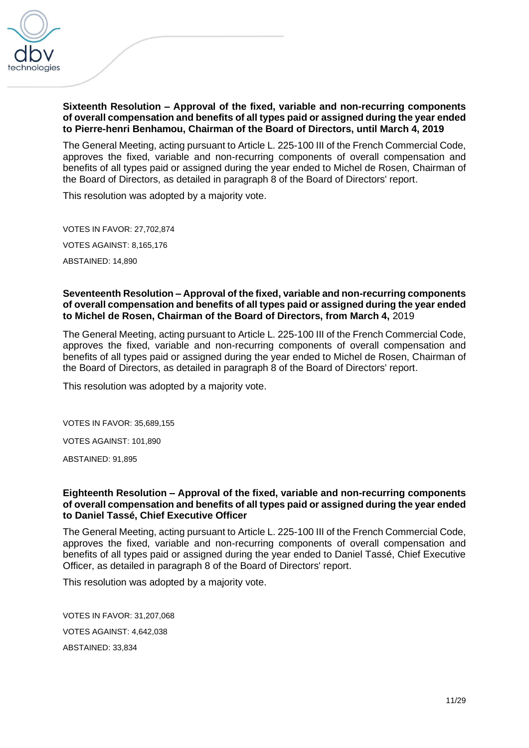**Sixteenth Resolution – Approval of the fixed, variable and non-recurring components of overall compensation and benefits of all types paid or assigned during the year ended to Pierre-henri Benhamou, Chairman of the Board of Directors, until March 4, 2019**

The General Meeting, acting pursuant to Article L. 225-100 III of the French Commercial Code, approves the fixed, variable and non-recurring components of overall compensation and benefits of all types paid or assigned during the year ended to Michel de Rosen, Chairman of the Board of Directors, as detailed in paragraph 8 of the Board of Directors' report.

This resolution was adopted by a majority vote.

VOTES IN FAVOR: 27,702,874

VOTES AGAINST: 8,165,176

ABSTAINED: 14,890

**Seventeenth Resolution – Approval of the fixed, variable and non-recurring components of overall compensation and benefits of all types paid or assigned during the year ended to Michel de Rosen, Chairman of the Board of Directors, from March 4,** 2019

The General Meeting, acting pursuant to Article L. 225-100 III of the French Commercial Code, approves the fixed, variable and non-recurring components of overall compensation and benefits of all types paid or assigned during the year ended to Michel de Rosen, Chairman of the Board of Directors, as detailed in paragraph 8 of the Board of Directors' report.

This resolution was adopted by a majority vote.

VOTES IN FAVOR: 35,689,155

VOTES AGAINST: 101,890

ABSTAINED: 91,895

**Eighteenth Resolution – Approval of the fixed, variable and non-recurring components of overall compensation and benefits of all types paid or assigned during the year ended to Daniel Tassé, Chief Executive Officer**

The General Meeting, acting pursuant to Article L. 225-100 III of the French Commercial Code, approves the fixed, variable and non-recurring components of overall compensation and benefits of all types paid or assigned during the year ended to Daniel Tassé, Chief Executive Officer, as detailed in paragraph 8 of the Board of Directors' report.

This resolution was adopted by a majority vote.

VOTES IN FAVOR: 31,207,068

VOTES AGAINST: 4,642,038

ABSTAINED: 33,834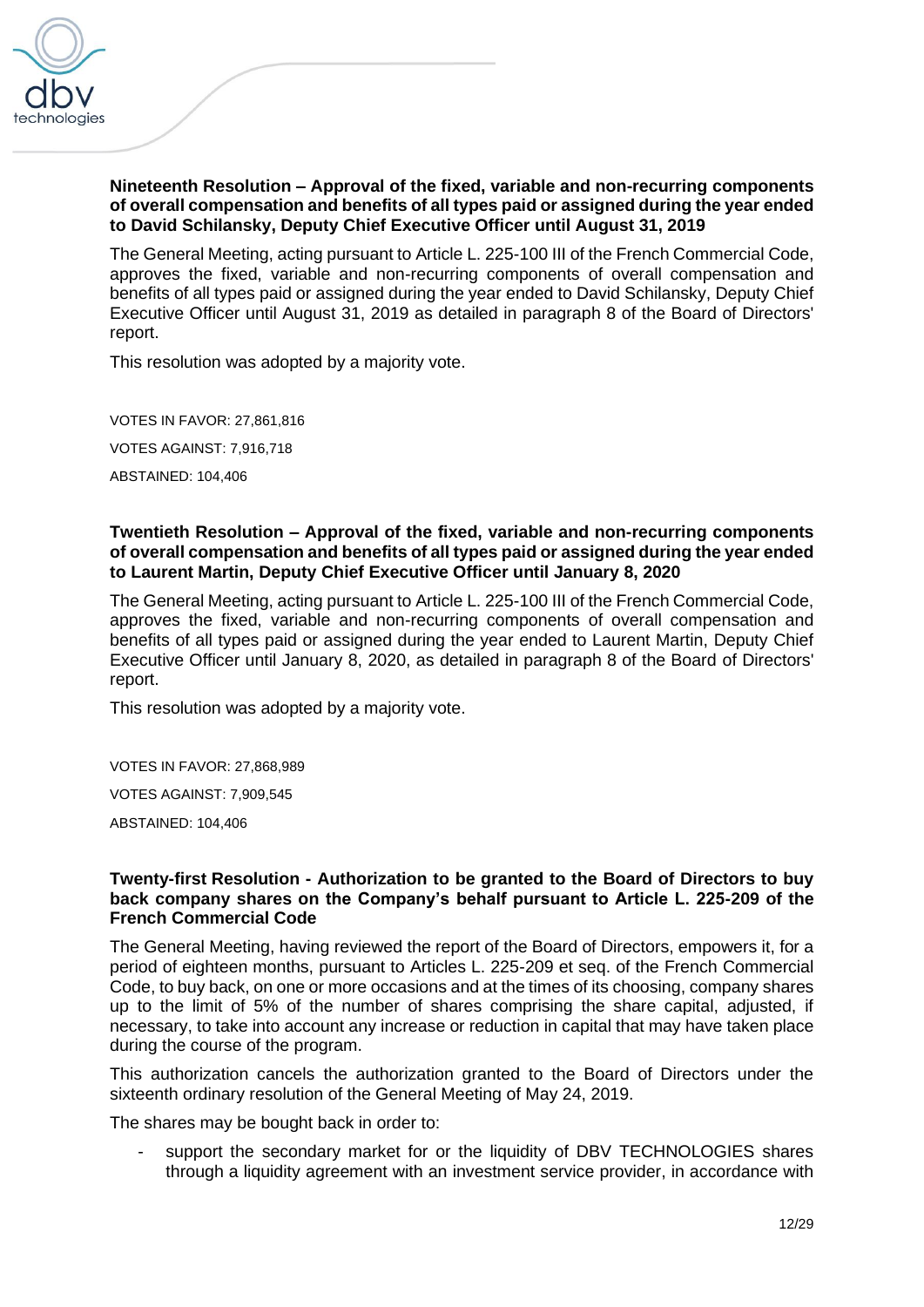**Nineteenth Resolution – Approval of the fixed, variable and non-recurring components of overall compensation and benefits of all types paid or assigned during the year ended to David Schilansky, Deputy Chief Executive Officer until August 31, 2019**

The General Meeting, acting pursuant to Article L. 225-100 III of the French Commercial Code, approves the fixed, variable and non-recurring components of overall compensation and benefits of all types paid or assigned during the year ended to David Schilansky, Deputy Chief Executive Officer until August 31, 2019 as detailed in paragraph 8 of the Board of Directors' report.

This resolution was adopted by a majority vote.

VOTES IN FAVOR: 27,861,816

VOTES AGAINST: 7,916,718

ABSTAINED: 104,406

**Twentieth Resolution – Approval of the fixed, variable and non-recurring components of overall compensation and benefits of all types paid or assigned during the year ended to Laurent Martin, Deputy Chief Executive Officer until January 8, 2020**

The General Meeting, acting pursuant to Article L. 225-100 III of the French Commercial Code, approves the fixed, variable and non-recurring components of overall compensation and benefits of all types paid or assigned during the year ended to Laurent Martin, Deputy Chief Executive Officer until January 8, 2020, as detailed in paragraph 8 of the Board of Directors' report.

This resolution was adopted by a majority vote.

VOTES IN FAVOR: 27,868,989

VOTES AGAINST: 7,909,545

ABSTAINED: 104,406

**Twenty-first Resolution - Authorization to be granted to the Board of Directors to buy back company shares on the Company's behalf pursuant to Article L. 225-209 of the French Commercial Code**

The General Meeting, having reviewed the report of the Board of Directors, empowers it, for a period of eighteen months, pursuant to Articles L. 225-209 et seq. of the French Commercial Code, to buy back, on one or more occasions and at the times of its choosing, company shares up to the limit of 5% of the number of shares comprising the share capital, adjusted, if necessary, to take into account any increase or reduction in capital that may have taken place during the course of the program.

This authorization cancels the authorization granted to the Board of Directors under the sixteenth ordinary resolution of the General Meeting of May 24, 2019.

The shares may be bought back in order to:

- support the secondary market for or the liquidity of DBV TECHNOLOGIES shares through a liquidity agreement with an investment service provider, in accordance with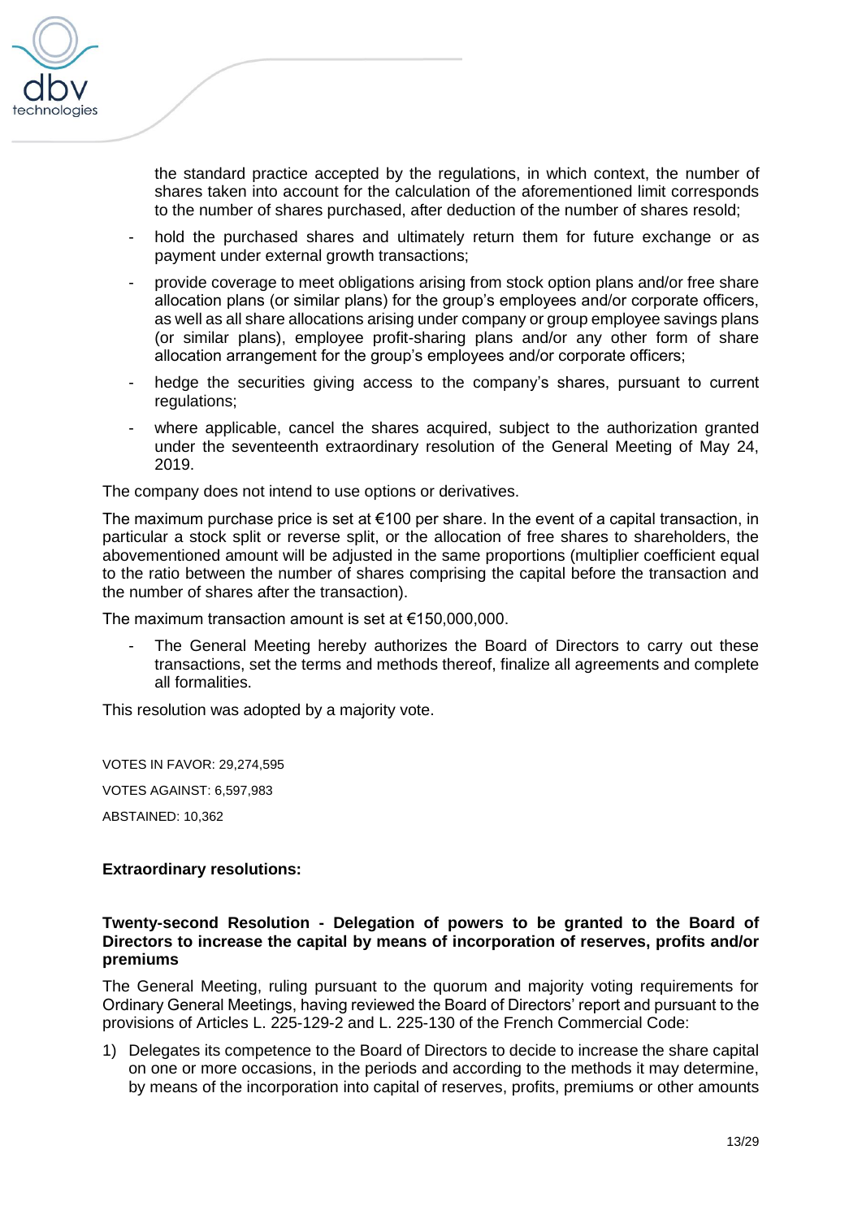the standard practice accepted by the regulations, in which context, the number of shares taken into account for the calculation of the aforementioned limit corresponds to the number of shares purchased, after deduction of the number of shares resold;

- hold the purchased shares and ultimately return them for future exchange or as payment under external growth transactions;
- provide coverage to meet obligations arising from stock option plans and/or free share allocation plans (or similar plans) for the group's employees and/or corporate officers, as well as all share allocations arising under company or group employee savings plans (or similar plans), employee profit-sharing plans and/or any other form of share allocation arrangement for the group's employees and/or corporate officers;
- hedge the securities giving access to the company's shares, pursuant to current regulations;
- where applicable, cancel the shares acquired, subject to the authorization granted under the seventeenth extraordinary resolution of the General Meeting of May 24, 2019.

The company does not intend to use options or derivatives.

The maximum purchase price is set at €100 per share. In the event of a capital transaction, in particular a stock split or reverse split, or the allocation of free shares to shareholders, the abovementioned amount will be adjusted in the same proportions (multiplier coefficient equal to the ratio between the number of shares comprising the capital before the transaction and the number of shares after the transaction).

The maximum transaction amount is set at €150,000,000.

- The General Meeting hereby authorizes the Board of Directors to carry out these transactions, set the terms and methods thereof, finalize all agreements and complete all formalities.

This resolution was adopted by a majority vote.

VOTES IN FAVOR: 29,274,595

VOTES AGAINST: 6,597,983

ABSTAINED: 10,362

**Extraordinary resolutions:**

**Twenty-second Resolution - Delegation of powers to be granted to the Board of Directors to increase the capital by means of incorporation of reserves, profits and/or premiums**

The General Meeting, ruling pursuant to the quorum and majority voting requirements for Ordinary General Meetings, having reviewed the Board of Directors' report and pursuant to the provisions of Articles L. 225-129-2 and L. 225-130 of the French Commercial Code:

1) Delegates its competence to the Board of Directors to decide to increase the share capital on one or more occasions, in the periods and according to the methods it may determine, by means of the incorporation into capital of reserves, profits, premiums or other amounts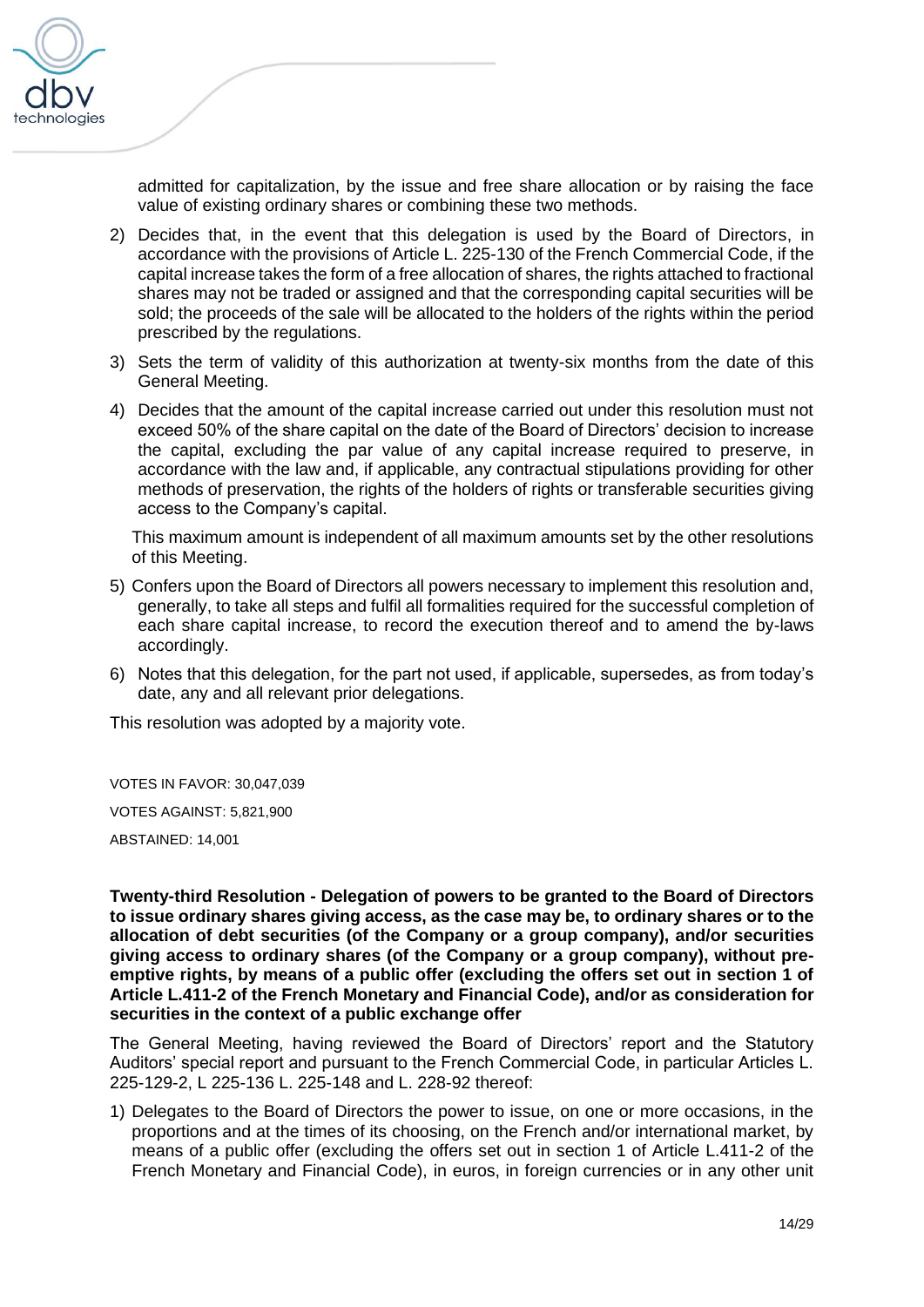admitted for capitalization, by the issue and free share allocation or by raising the face value of existing ordinary shares or combining these two methods.

2) Decides that, in the event that this delegation is used by the Board of Directors, in accordance with the provisions of Article L. 225-130 of the French Commercial Code, if the capital increase takes the form of a free allocation of shares, the rights attached to fractional shares may not be traded or assigned and that the corresponding capital securities will be sold; the proceeds of the sale will be allocated to the holders of the rights within the period prescribed by the regulations.

3) Sets the term of validity of this authorization at twenty-six months from the date of this General Meeting.

4) Decides that the amount of the capital increase carried out under this resolution must not exceed 50% of the share capital on the date of the Board of Directors' decision to increase the capital, excluding the par value of any capital increase required to preserve, in accordance with the law and, if applicable, any contractual stipulations providing for other methods of preservation, the rights of the holders of rights or transferable securities giving access to the Company's capital.

   This maximum amount is independent of all maximum amounts set by the other resolutions of this Meeting.

5) Confers upon the Board of Directors all powers necessary to implement this resolution and, generally, to take all steps and fulfil all formalities required for the successful completion of each share capital increase, to record the execution thereof and to amend the by-laws accordingly.

6) Notes that this delegation, for the part not used, if applicable, supersedes, as from today's date, any and all relevant prior delegations.

This resolution was adopted by a majority vote.

VOTES IN FAVOR: 30,047,039

VOTES AGAINST: 5,821,900

ABSTAINED: 14,001

**Twenty-third Resolution - Delegation of powers to be granted to the Board of Directors to issue ordinary shares giving access, as the case may be, to ordinary shares or to the allocation of debt securities (of the Company or a group company), and/or securities giving access to ordinary shares (of the Company or a group company), without pre-emptive rights, by means of a public offer (excluding the offers set out in section 1 of Article L.411-2 of the French Monetary and Financial Code), and/or as consideration for securities in the context of a public exchange offer**

The General Meeting, having reviewed the Board of Directors' report and the Statutory Auditors' special report and pursuant to the French Commercial Code, in particular Articles L. 225-129-2, L 225-136 L. 225-148 and L. 228-92 thereof:

1) Delegates to the Board of Directors the power to issue, on one or more occasions, in the proportions and at the times of its choosing, on the French and/or international market, by means of a public offer (excluding the offers set out in section 1 of Article L.411-2 of the French Monetary and Financial Code), in euros, in foreign currencies or in any other unit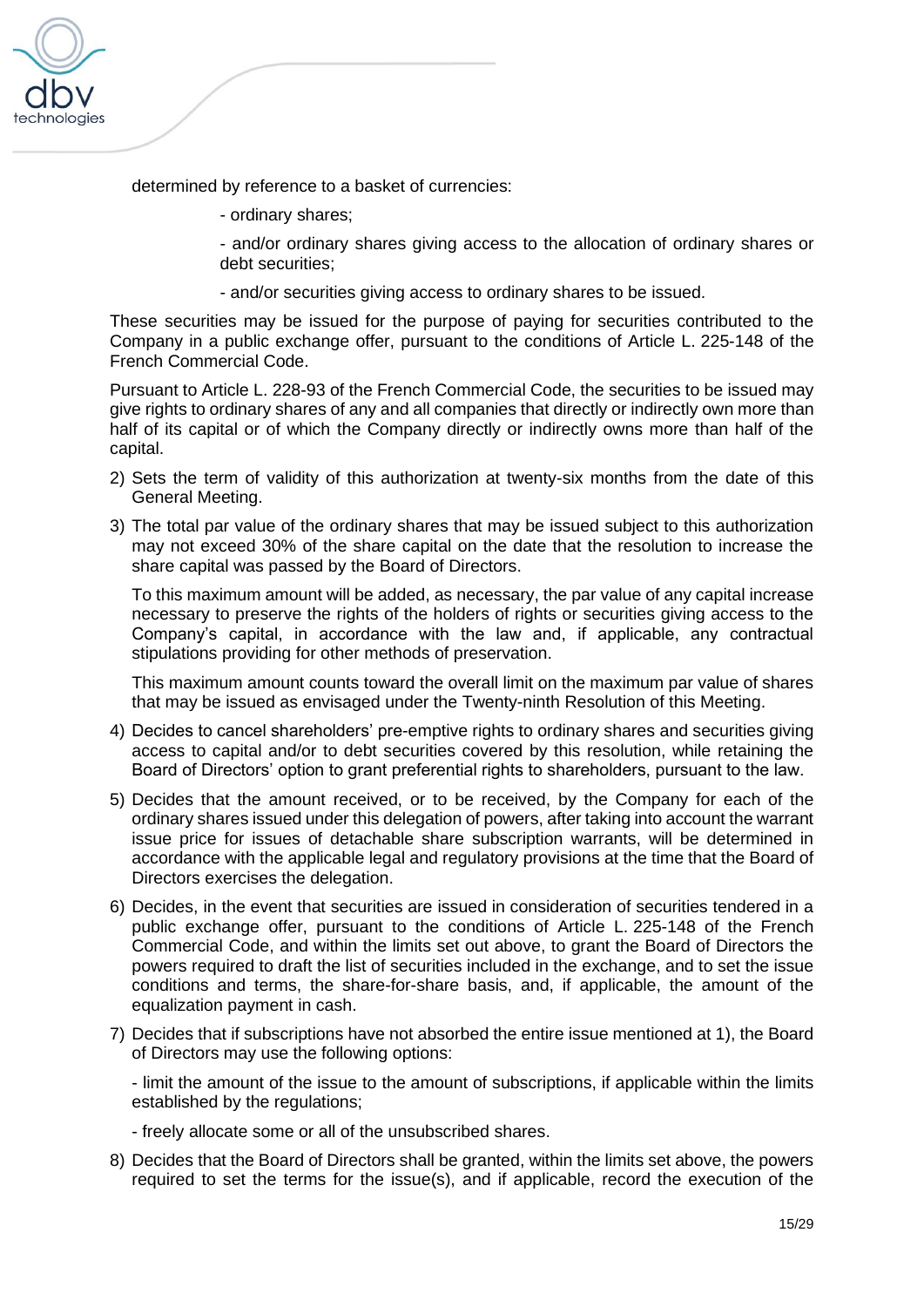determined by reference to a basket of currencies:

- ordinary shares;

- and/or ordinary shares giving access to the allocation of ordinary shares or debt securities;

- and/or securities giving access to ordinary shares to be issued.

These securities may be issued for the purpose of paying for securities contributed to the Company in a public exchange offer, pursuant to the conditions of Article L. 225-148 of the French Commercial Code.

Pursuant to Article L. 228-93 of the French Commercial Code, the securities to be issued may give rights to ordinary shares of any and all companies that directly or indirectly own more than half of its capital or of which the Company directly or indirectly owns more than half of the capital.

2) Sets the term of validity of this authorization at twenty-six months from the date of this General Meeting.

3) The total par value of the ordinary shares that may be issued subject to this authorization may not exceed 30% of the share capital on the date that the resolution to increase the share capital was passed by the Board of Directors.

   To this maximum amount will be added, as necessary, the par value of any capital increase necessary to preserve the rights of the holders of rights or securities giving access to the Company's capital, in accordance with the law and, if applicable, any contractual stipulations providing for other methods of preservation.

   This maximum amount counts toward the overall limit on the maximum par value of shares that may be issued as envisaged under the Twenty-ninth Resolution of this Meeting.

4) Decides to cancel shareholders' pre-emptive rights to ordinary shares and securities giving access to capital and/or to debt securities covered by this resolution, while retaining the Board of Directors' option to grant preferential rights to shareholders, pursuant to the law.

5) Decides that the amount received, or to be received, by the Company for each of the ordinary shares issued under this delegation of powers, after taking into account the warrant issue price for issues of detachable share subscription warrants, will be determined in accordance with the applicable legal and regulatory provisions at the time that the Board of Directors exercises the delegation.

6) Decides, in the event that securities are issued in consideration of securities tendered in a public exchange offer, pursuant to the conditions of Article L. 225-148 of the French Commercial Code, and within the limits set out above, to grant the Board of Directors the powers required to draft the list of securities included in the exchange, and to set the issue conditions and terms, the share-for-share basis, and, if applicable, the amount of the equalization payment in cash.

7) Decides that if subscriptions have not absorbed the entire issue mentioned at 1), the Board of Directors may use the following options:

   - limit the amount of the issue to the amount of subscriptions, if applicable within the limits established by the regulations;

   - freely allocate some or all of the unsubscribed shares.

8) Decides that the Board of Directors shall be granted, within the limits set above, the powers required to set the terms for the issue(s), and if applicable, record the execution of the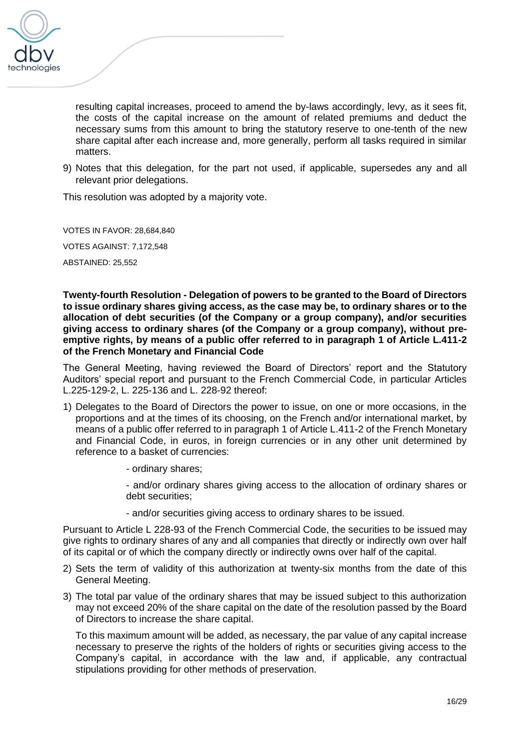resulting capital increases, proceed to amend the by-laws accordingly, levy, as it sees fit, the costs of the capital increase on the amount of related premiums and deduct the necessary sums from this amount to bring the statutory reserve to one-tenth of the new share capital after each increase and, more generally, perform all tasks required in similar matters.

9) Notes that this delegation, for the part not used, if applicable, supersedes any and all relevant prior delegations.

This resolution was adopted by a majority vote.

VOTES IN FAVOR: 28,684,840

VOTES AGAINST: 7,172,548

ABSTAINED: 25,552

**Twenty-fourth Resolution - Delegation of powers to be granted to the Board of Directors to issue ordinary shares giving access, as the case may be, to ordinary shares or to the allocation of debt securities (of the Company or a group company), and/or securities giving access to ordinary shares (of the Company or a group company), without pre-emptive rights, by means of a public offer referred to in paragraph 1 of Article L.411-2 of the French Monetary and Financial Code**

The General Meeting, having reviewed the Board of Directors' report and the Statutory Auditors' special report and pursuant to the French Commercial Code, in particular Articles L.225-129-2, L. 225-136 and L. 228-92 thereof:

1) Delegates to the Board of Directors the power to issue, on one or more occasions, in the proportions and at the times of its choosing, on the French and/or international market, by means of a public offer referred to in paragraph 1 of Article L.411-2 of the French Monetary and Financial Code, in euros, in foreign currencies or in any other unit determined by reference to a basket of currencies:

    - ordinary shares;

    - and/or ordinary shares giving access to the allocation of ordinary shares or debt securities;

    - and/or securities giving access to ordinary shares to be issued.

Pursuant to Article L 228-93 of the French Commercial Code, the securities to be issued may give rights to ordinary shares of any and all companies that directly or indirectly own over half of its capital or of which the company directly or indirectly owns over half of the capital.

2) Sets the term of validity of this authorization at twenty-six months from the date of this General Meeting.

3) The total par value of the ordinary shares that may be issued subject to this authorization may not exceed 20% of the share capital on the date of the resolution passed by the Board of Directors to increase the share capital.

   To this maximum amount will be added, as necessary, the par value of any capital increase necessary to preserve the rights of the holders of rights or securities giving access to the Company's capital, in accordance with the law and, if applicable, any contractual stipulations providing for other methods of preservation.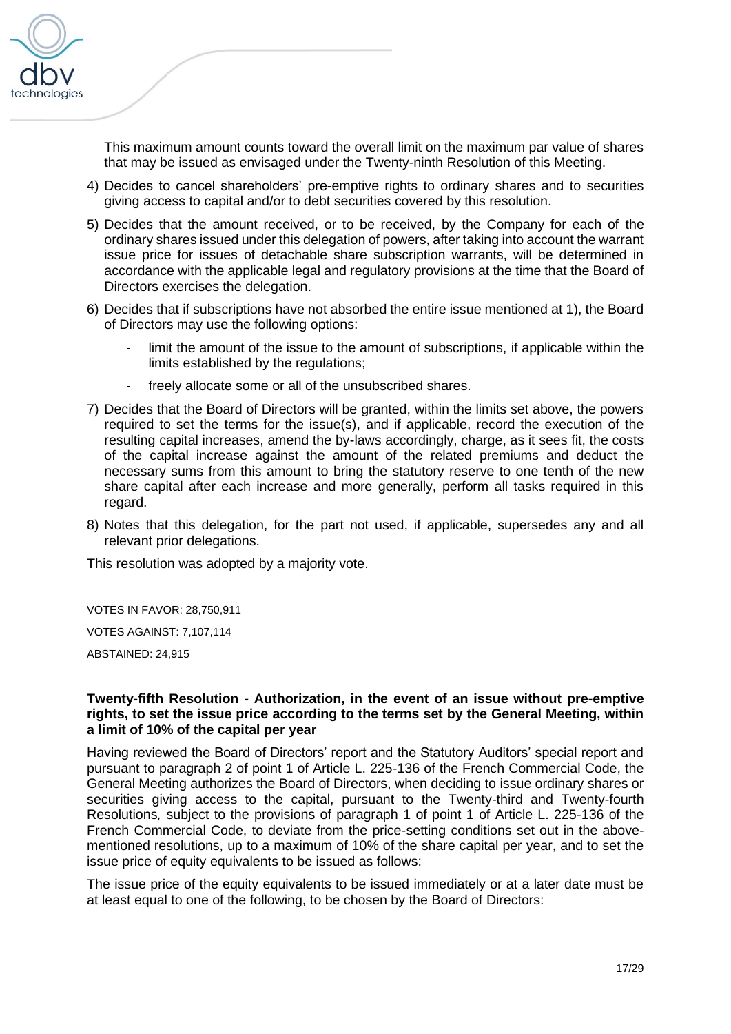This maximum amount counts toward the overall limit on the maximum par value of shares that may be issued as envisaged under the Twenty-ninth Resolution of this Meeting.

4) Decides to cancel shareholders' pre-emptive rights to ordinary shares and to securities giving access to capital and/or to debt securities covered by this resolution.

5) Decides that the amount received, or to be received, by the Company for each of the ordinary shares issued under this delegation of powers, after taking into account the warrant issue price for issues of detachable share subscription warrants, will be determined in accordance with the applicable legal and regulatory provisions at the time that the Board of Directors exercises the delegation.

6) Decides that if subscriptions have not absorbed the entire issue mentioned at 1), the Board of Directors may use the following options:

   - limit the amount of the issue to the amount of subscriptions, if applicable within the limits established by the regulations;
   - freely allocate some or all of the unsubscribed shares.

7) Decides that the Board of Directors will be granted, within the limits set above, the powers required to set the terms for the issue(s), and if applicable, record the execution of the resulting capital increases, amend the by-laws accordingly, charge, as it sees fit, the costs of the capital increase against the amount of the related premiums and deduct the necessary sums from this amount to bring the statutory reserve to one tenth of the new share capital after each increase and more generally, perform all tasks required in this regard.

8) Notes that this delegation, for the part not used, if applicable, supersedes any and all relevant prior delegations.

This resolution was adopted by a majority vote.

VOTES IN FAVOR: 28,750,911

VOTES AGAINST: 7,107,114

ABSTAINED: 24,915

**Twenty-fifth Resolution - Authorization, in the event of an issue without pre-emptive rights, to set the issue price according to the terms set by the General Meeting, within a limit of 10% of the capital per year**

Having reviewed the Board of Directors' report and the Statutory Auditors' special report and pursuant to paragraph 2 of point 1 of Article L. 225-136 of the French Commercial Code, the General Meeting authorizes the Board of Directors, when deciding to issue ordinary shares or securities giving access to the capital, pursuant to the Twenty-third and Twenty-fourth Resolutions*,* subject to the provisions of paragraph 1 of point 1 of Article L. 225-136 of the French Commercial Code, to deviate from the price-setting conditions set out in the above-mentioned resolutions, up to a maximum of 10% of the share capital per year, and to set the issue price of equity equivalents to be issued as follows:

The issue price of the equity equivalents to be issued immediately or at a later date must be at least equal to one of the following, to be chosen by the Board of Directors: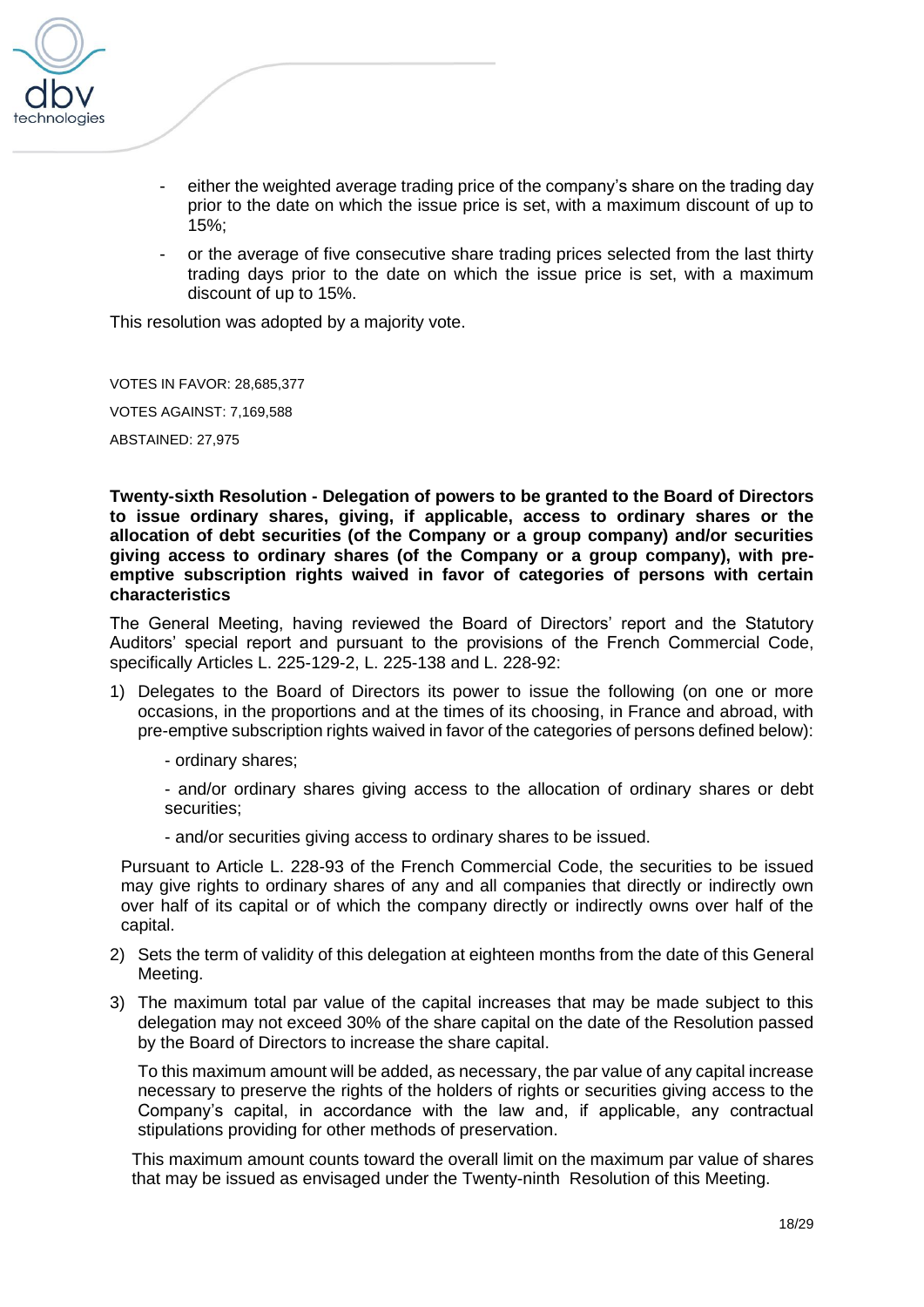- either the weighted average trading price of the company's share on the trading day prior to the date on which the issue price is set, with a maximum discount of up to 15%;
- or the average of five consecutive share trading prices selected from the last thirty trading days prior to the date on which the issue price is set, with a maximum discount of up to 15%.

This resolution was adopted by a majority vote.

VOTES IN FAVOR: 28,685,377

VOTES AGAINST: 7,169,588

ABSTAINED: 27,975

**Twenty-sixth Resolution - Delegation of powers to be granted to the Board of Directors to issue ordinary shares, giving, if applicable, access to ordinary shares or the allocation of debt securities (of the Company or a group company) and/or securities giving access to ordinary shares (of the Company or a group company), with pre-emptive subscription rights waived in favor of categories of persons with certain characteristics**

The General Meeting, having reviewed the Board of Directors' report and the Statutory Auditors' special report and pursuant to the provisions of the French Commercial Code, specifically Articles L. 225-129-2, L. 225-138 and L. 228-92:

1) Delegates to the Board of Directors its power to issue the following (on one or more occasions, in the proportions and at the times of its choosing, in France and abroad, with pre-emptive subscription rights waived in favor of the categories of persons defined below):

   - ordinary shares;

   - and/or ordinary shares giving access to the allocation of ordinary shares or debt securities;

   - and/or securities giving access to ordinary shares to be issued.

   Pursuant to Article L. 228-93 of the French Commercial Code, the securities to be issued may give rights to ordinary shares of any and all companies that directly or indirectly own over half of its capital or of which the company directly or indirectly owns over half of the capital.

2) Sets the term of validity of this delegation at eighteen months from the date of this General Meeting.

3) The maximum total par value of the capital increases that may be made subject to this delegation may not exceed 30% of the share capital on the date of the Resolution passed by the Board of Directors to increase the share capital.

   To this maximum amount will be added, as necessary, the par value of any capital increase necessary to preserve the rights of the holders of rights or securities giving access to the Company's capital, in accordance with the law and, if applicable, any contractual stipulations providing for other methods of preservation.

   This maximum amount counts toward the overall limit on the maximum par value of shares that may be issued as envisaged under the Twenty-ninth Resolution of this Meeting.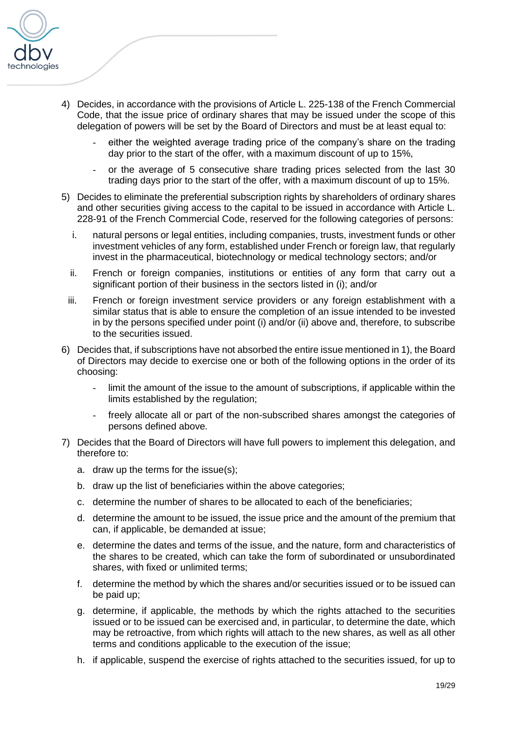4) Decides, in accordance with the provisions of Article L. 225-138 of the French Commercial Code, that the issue price of ordinary shares that may be issued under the scope of this delegation of powers will be set by the Board of Directors and must be at least equal to:

   - either the weighted average trading price of the company's share on the trading day prior to the start of the offer, with a maximum discount of up to 15%,
   - or the average of 5 consecutive share trading prices selected from the last 30 trading days prior to the start of the offer, with a maximum discount of up to 15%.

5) Decides to eliminate the preferential subscription rights by shareholders of ordinary shares and other securities giving access to the capital to be issued in accordance with Article L. 228-91 of the French Commercial Code, reserved for the following categories of persons:

   i. natural persons or legal entities, including companies, trusts, investment funds or other investment vehicles of any form, established under French or foreign law, that regularly invest in the pharmaceutical, biotechnology or medical technology sectors; and/or

   ii. French or foreign companies, institutions or entities of any form that carry out a significant portion of their business in the sectors listed in (i); and/or

   iii. French or foreign investment service providers or any foreign establishment with a similar status that is able to ensure the completion of an issue intended to be invested in by the persons specified under point (i) and/or (ii) above and, therefore, to subscribe to the securities issued.

6) Decides that, if subscriptions have not absorbed the entire issue mentioned in 1), the Board of Directors may decide to exercise one or both of the following options in the order of its choosing:

   - limit the amount of the issue to the amount of subscriptions, if applicable within the limits established by the regulation;
   - freely allocate all or part of the non-subscribed shares amongst the categories of persons defined above.

7) Decides that the Board of Directors will have full powers to implement this delegation, and therefore to:

   a. draw up the terms for the issue(s);

   b. draw up the list of beneficiaries within the above categories;

   c. determine the number of shares to be allocated to each of the beneficiaries;

   d. determine the amount to be issued, the issue price and the amount of the premium that can, if applicable, be demanded at issue;

   e. determine the dates and terms of the issue, and the nature, form and characteristics of the shares to be created, which can take the form of subordinated or unsubordinated shares, with fixed or unlimited terms;

   f. determine the method by which the shares and/or securities issued or to be issued can be paid up;

   g. determine, if applicable, the methods by which the rights attached to the securities issued or to be issued can be exercised and, in particular, to determine the date, which may be retroactive, from which rights will attach to the new shares, as well as all other terms and conditions applicable to the execution of the issue;

   h. if applicable, suspend the exercise of rights attached to the securities issued, for up to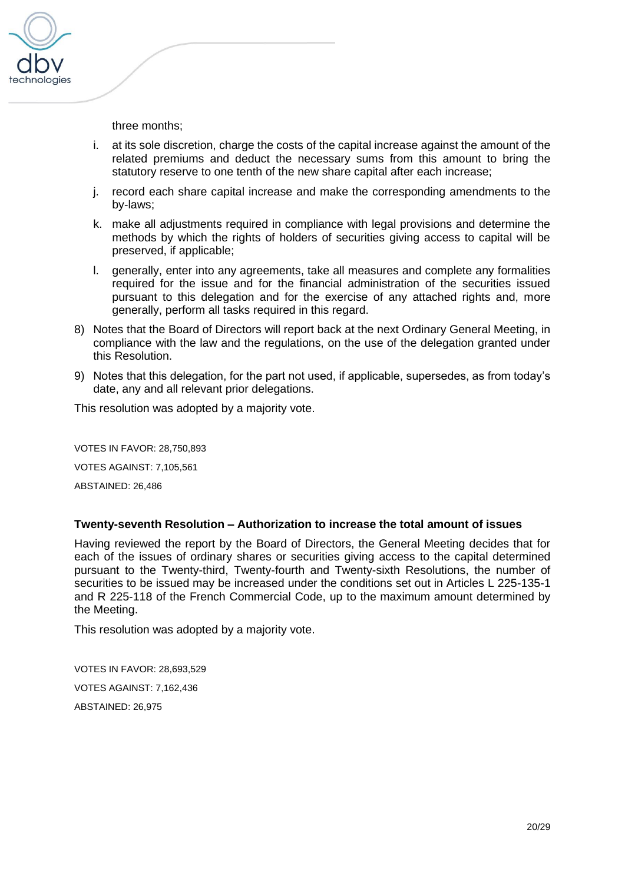three months;

i. at its sole discretion, charge the costs of the capital increase against the amount of the related premiums and deduct the necessary sums from this amount to bring the statutory reserve to one tenth of the new share capital after each increase;

j. record each share capital increase and make the corresponding amendments to the by-laws;

k. make all adjustments required in compliance with legal provisions and determine the methods by which the rights of holders of securities giving access to capital will be preserved, if applicable;

l. generally, enter into any agreements, take all measures and complete any formalities required for the issue and for the financial administration of the securities issued pursuant to this delegation and for the exercise of any attached rights and, more generally, perform all tasks required in this regard.

8) Notes that the Board of Directors will report back at the next Ordinary General Meeting, in compliance with the law and the regulations, on the use of the delegation granted under this Resolution.

9) Notes that this delegation, for the part not used, if applicable, supersedes, as from today's date, any and all relevant prior delegations.

This resolution was adopted by a majority vote.

VOTES IN FAVOR: 28,750,893

VOTES AGAINST: 7,105,561

ABSTAINED: 26,486

**Twenty-seventh Resolution – Authorization to increase the total amount of issues**

Having reviewed the report by the Board of Directors, the General Meeting decides that for each of the issues of ordinary shares or securities giving access to the capital determined pursuant to the Twenty-third, Twenty-fourth and Twenty-sixth Resolutions, the number of securities to be issued may be increased under the conditions set out in Articles L 225-135-1 and R 225-118 of the French Commercial Code, up to the maximum amount determined by the Meeting.

This resolution was adopted by a majority vote.

VOTES IN FAVOR: 28,693,529

VOTES AGAINST: 7,162,436

ABSTAINED: 26,975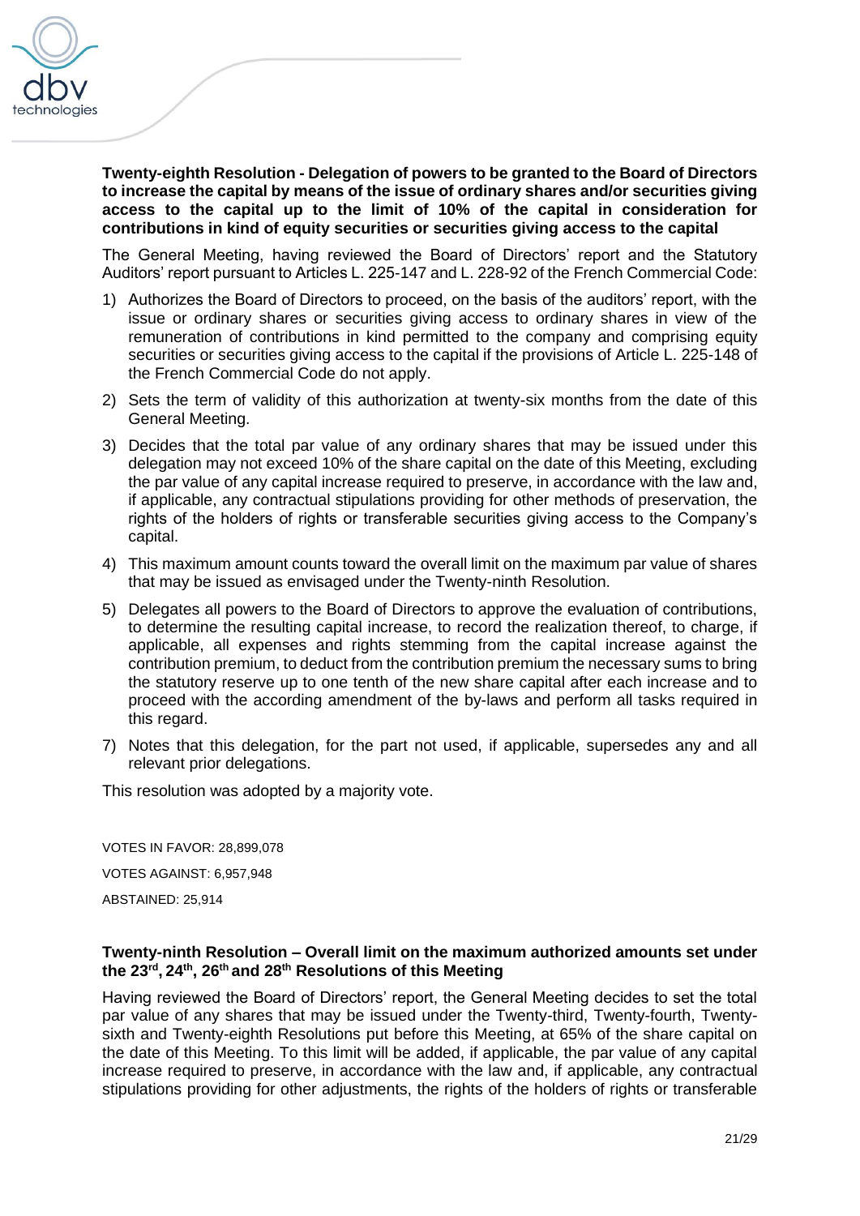**Twenty-eighth Resolution - Delegation of powers to be granted to the Board of Directors to increase the capital by means of the issue of ordinary shares and/or securities giving access to the capital up to the limit of 10% of the capital in consideration for contributions in kind of equity securities or securities giving access to the capital**

The General Meeting, having reviewed the Board of Directors' report and the Statutory Auditors' report pursuant to Articles L. 225-147 and L. 228-92 of the French Commercial Code:

1) Authorizes the Board of Directors to proceed, on the basis of the auditors' report, with the issue or ordinary shares or securities giving access to ordinary shares in view of the remuneration of contributions in kind permitted to the company and comprising equity securities or securities giving access to the capital if the provisions of Article L. 225-148 of the French Commercial Code do not apply.
2) Sets the term of validity of this authorization at twenty-six months from the date of this General Meeting.
3) Decides that the total par value of any ordinary shares that may be issued under this delegation may not exceed 10% of the share capital on the date of this Meeting, excluding the par value of any capital increase required to preserve, in accordance with the law and, if applicable, any contractual stipulations providing for other methods of preservation, the rights of the holders of rights or transferable securities giving access to the Company's capital.
4) This maximum amount counts toward the overall limit on the maximum par value of shares that may be issued as envisaged under the Twenty-ninth Resolution.
5) Delegates all powers to the Board of Directors to approve the evaluation of contributions, to determine the resulting capital increase, to record the realization thereof, to charge, if applicable, all expenses and rights stemming from the capital increase against the contribution premium, to deduct from the contribution premium the necessary sums to bring the statutory reserve up to one tenth of the new share capital after each increase and to proceed with the according amendment of the by-laws and perform all tasks required in this regard.
7) Notes that this delegation, for the part not used, if applicable, supersedes any and all relevant prior delegations.

This resolution was adopted by a majority vote.

VOTES IN FAVOR: 28,899,078

VOTES AGAINST: 6,957,948

ABSTAINED: 25,914

**Twenty-ninth Resolution – Overall limit on the maximum authorized amounts set under the 23rd, 24th, 26th and 28th Resolutions of this Meeting**

Having reviewed the Board of Directors' report, the General Meeting decides to set the total par value of any shares that may be issued under the Twenty-third, Twenty-fourth, Twenty-sixth and Twenty-eighth Resolutions put before this Meeting, at 65% of the share capital on the date of this Meeting. To this limit will be added, if applicable, the par value of any capital increase required to preserve, in accordance with the law and, if applicable, any contractual stipulations providing for other adjustments, the rights of the holders of rights or transferable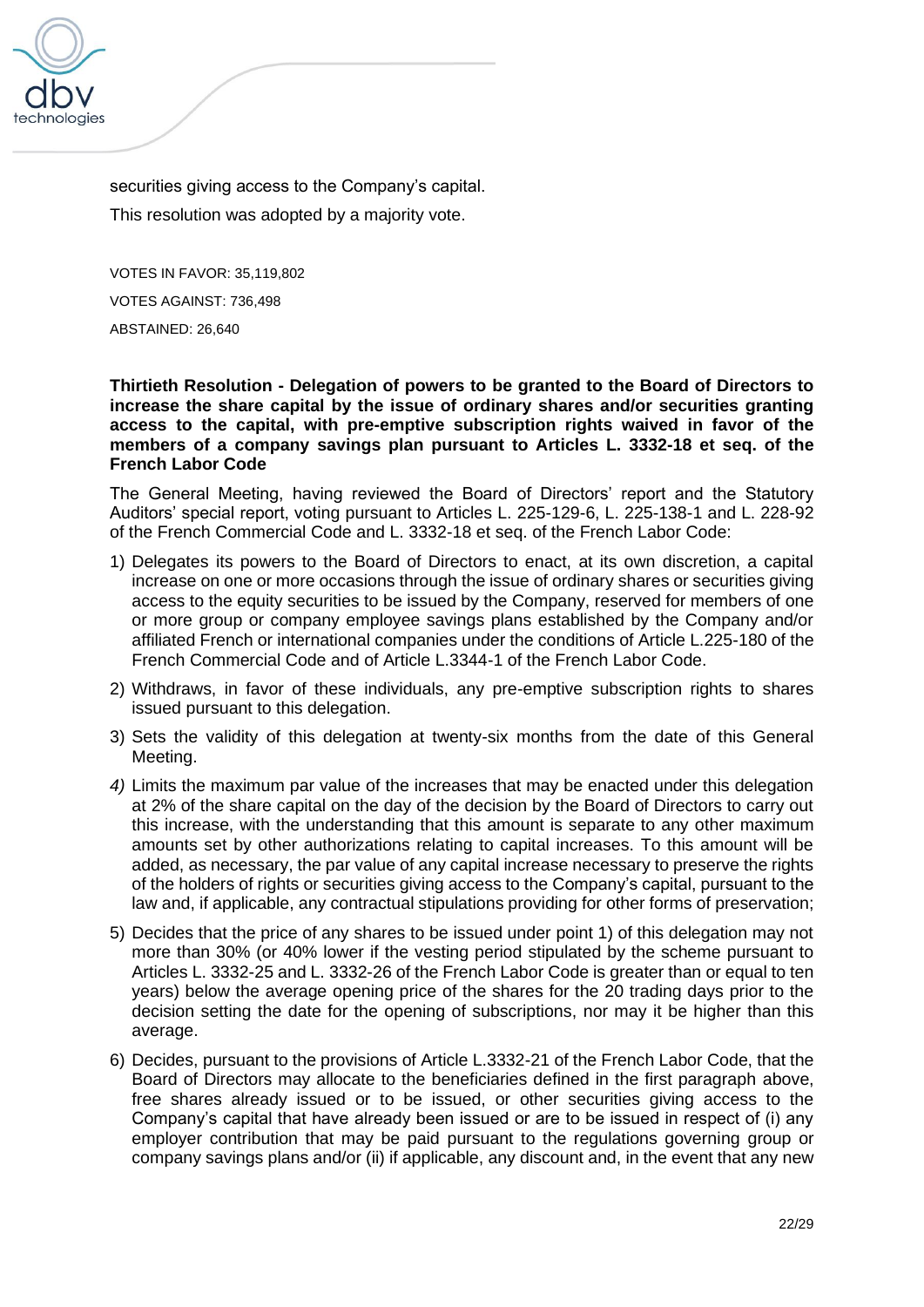securities giving access to the Company's capital.

This resolution was adopted by a majority vote.

VOTES IN FAVOR: 35,119,802

VOTES AGAINST: 736,498

ABSTAINED: 26,640

**Thirtieth Resolution - Delegation of powers to be granted to the Board of Directors to increase the share capital by the issue of ordinary shares and/or securities granting access to the capital, with pre-emptive subscription rights waived in favor of the members of a company savings plan pursuant to Articles L. 3332-18 et seq. of the French Labor Code**

The General Meeting, having reviewed the Board of Directors' report and the Statutory Auditors' special report, voting pursuant to Articles L. 225-129-6, L. 225-138-1 and L. 228-92 of the French Commercial Code and L. 3332-18 et seq. of the French Labor Code:

1) Delegates its powers to the Board of Directors to enact, at its own discretion, a capital increase on one or more occasions through the issue of ordinary shares or securities giving access to the equity securities to be issued by the Company, reserved for members of one or more group or company employee savings plans established by the Company and/or affiliated French or international companies under the conditions of Article L.225-180 of the French Commercial Code and of Article L.3344-1 of the French Labor Code.
2) Withdraws, in favor of these individuals, any pre-emptive subscription rights to shares issued pursuant to this delegation.
3) Sets the validity of this delegation at twenty-six months from the date of this General Meeting.
4) Limits the maximum par value of the increases that may be enacted under this delegation at 2% of the share capital on the day of the decision by the Board of Directors to carry out this increase, with the understanding that this amount is separate to any other maximum amounts set by other authorizations relating to capital increases. To this amount will be added, as necessary, the par value of any capital increase necessary to preserve the rights of the holders of rights or securities giving access to the Company's capital, pursuant to the law and, if applicable, any contractual stipulations providing for other forms of preservation;
5) Decides that the price of any shares to be issued under point 1) of this delegation may not more than 30% (or 40% lower if the vesting period stipulated by the scheme pursuant to Articles L. 3332-25 and L. 3332-26 of the French Labor Code is greater than or equal to ten years) below the average opening price of the shares for the 20 trading days prior to the decision setting the date for the opening of subscriptions, nor may it be higher than this average.
6) Decides, pursuant to the provisions of Article L.3332-21 of the French Labor Code, that the Board of Directors may allocate to the beneficiaries defined in the first paragraph above, free shares already issued or to be issued, or other securities giving access to the Company's capital that have already been issued or are to be issued in respect of (i) any employer contribution that may be paid pursuant to the regulations governing group or company savings plans and/or (ii) if applicable, any discount and, in the event that any new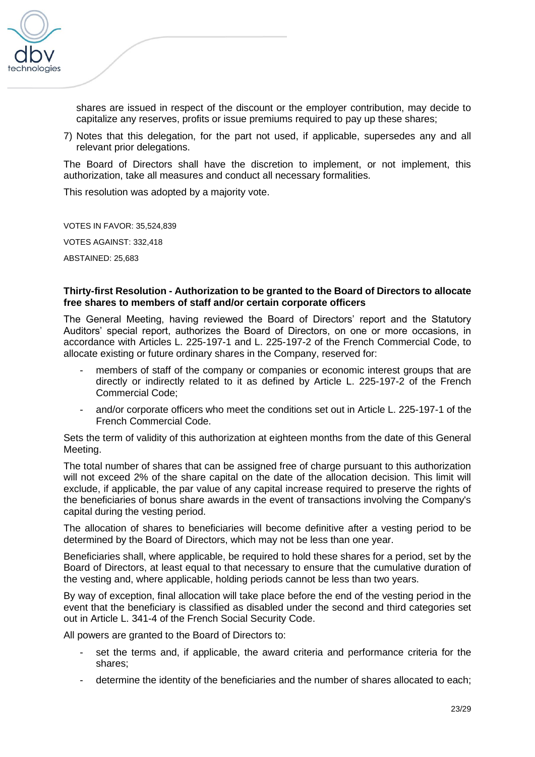shares are issued in respect of the discount or the employer contribution, may decide to capitalize any reserves, profits or issue premiums required to pay up these shares;

7) Notes that this delegation, for the part not used, if applicable, supersedes any and all relevant prior delegations.

The Board of Directors shall have the discretion to implement, or not implement, this authorization, take all measures and conduct all necessary formalities.

This resolution was adopted by a majority vote.

VOTES IN FAVOR: 35,524,839

VOTES AGAINST: 332,418

ABSTAINED: 25,683

**Thirty-first Resolution - Authorization to be granted to the Board of Directors to allocate free shares to members of staff and/or certain corporate officers**

The General Meeting, having reviewed the Board of Directors' report and the Statutory Auditors' special report, authorizes the Board of Directors, on one or more occasions, in accordance with Articles L. 225-197-1 and L. 225-197-2 of the French Commercial Code, to allocate existing or future ordinary shares in the Company, reserved for:

- members of staff of the company or companies or economic interest groups that are directly or indirectly related to it as defined by Article L. 225-197-2 of the French Commercial Code;
- and/or corporate officers who meet the conditions set out in Article L. 225-197-1 of the French Commercial Code.

Sets the term of validity of this authorization at eighteen months from the date of this General Meeting.

The total number of shares that can be assigned free of charge pursuant to this authorization will not exceed 2% of the share capital on the date of the allocation decision. This limit will exclude, if applicable, the par value of any capital increase required to preserve the rights of the beneficiaries of bonus share awards in the event of transactions involving the Company's capital during the vesting period.

The allocation of shares to beneficiaries will become definitive after a vesting period to be determined by the Board of Directors, which may not be less than one year.

Beneficiaries shall, where applicable, be required to hold these shares for a period, set by the Board of Directors, at least equal to that necessary to ensure that the cumulative duration of the vesting and, where applicable, holding periods cannot be less than two years.

By way of exception, final allocation will take place before the end of the vesting period in the event that the beneficiary is classified as disabled under the second and third categories set out in Article L. 341-4 of the French Social Security Code.

All powers are granted to the Board of Directors to:

- set the terms and, if applicable, the award criteria and performance criteria for the shares;
- determine the identity of the beneficiaries and the number of shares allocated to each;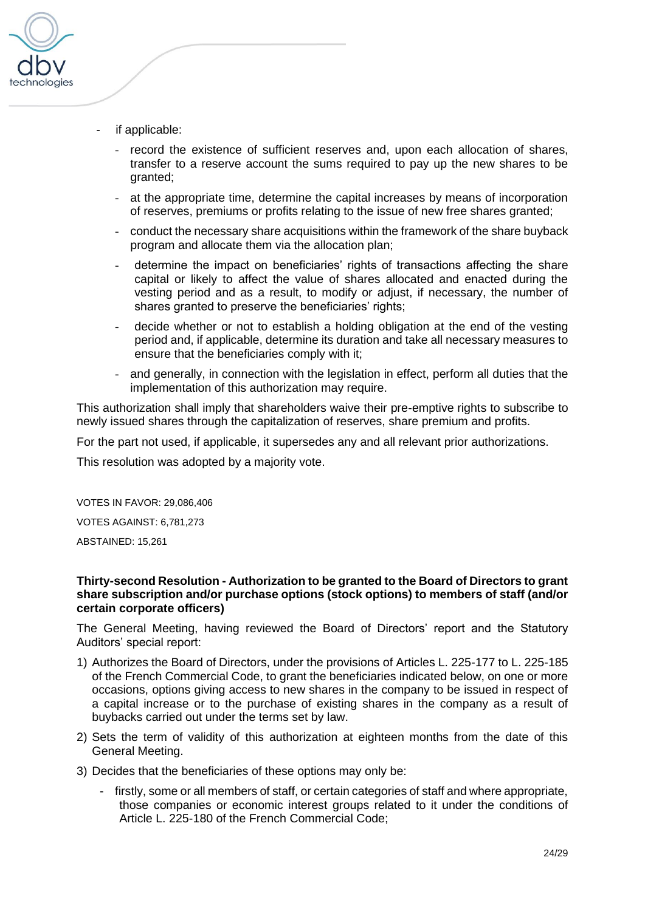- if applicable:
  - record the existence of sufficient reserves and, upon each allocation of shares, transfer to a reserve account the sums required to pay up the new shares to be granted;
  - at the appropriate time, determine the capital increases by means of incorporation of reserves, premiums or profits relating to the issue of new free shares granted;
  - conduct the necessary share acquisitions within the framework of the share buyback program and allocate them via the allocation plan;
  - determine the impact on beneficiaries' rights of transactions affecting the share capital or likely to affect the value of shares allocated and enacted during the vesting period and as a result, to modify or adjust, if necessary, the number of shares granted to preserve the beneficiaries' rights;
  - decide whether or not to establish a holding obligation at the end of the vesting period and, if applicable, determine its duration and take all necessary measures to ensure that the beneficiaries comply with it;
  - and generally, in connection with the legislation in effect, perform all duties that the implementation of this authorization may require.

This authorization shall imply that shareholders waive their pre-emptive rights to subscribe to newly issued shares through the capitalization of reserves, share premium and profits.

For the part not used, if applicable, it supersedes any and all relevant prior authorizations.

This resolution was adopted by a majority vote.

VOTES IN FAVOR: 29,086,406

VOTES AGAINST: 6,781,273

ABSTAINED: 15,261

**Thirty-second Resolution - Authorization to be granted to the Board of Directors to grant share subscription and/or purchase options (stock options) to members of staff (and/or certain corporate officers)**

The General Meeting, having reviewed the Board of Directors' report and the Statutory Auditors' special report:

1) Authorizes the Board of Directors, under the provisions of Articles L. 225-177 to L. 225-185 of the French Commercial Code, to grant the beneficiaries indicated below, on one or more occasions, options giving access to new shares in the company to be issued in respect of a capital increase or to the purchase of existing shares in the company as a result of buybacks carried out under the terms set by law.
2) Sets the term of validity of this authorization at eighteen months from the date of this General Meeting.
3) Decides that the beneficiaries of these options may only be:
   - firstly, some or all members of staff, or certain categories of staff and where appropriate, those companies or economic interest groups related to it under the conditions of Article L. 225-180 of the French Commercial Code;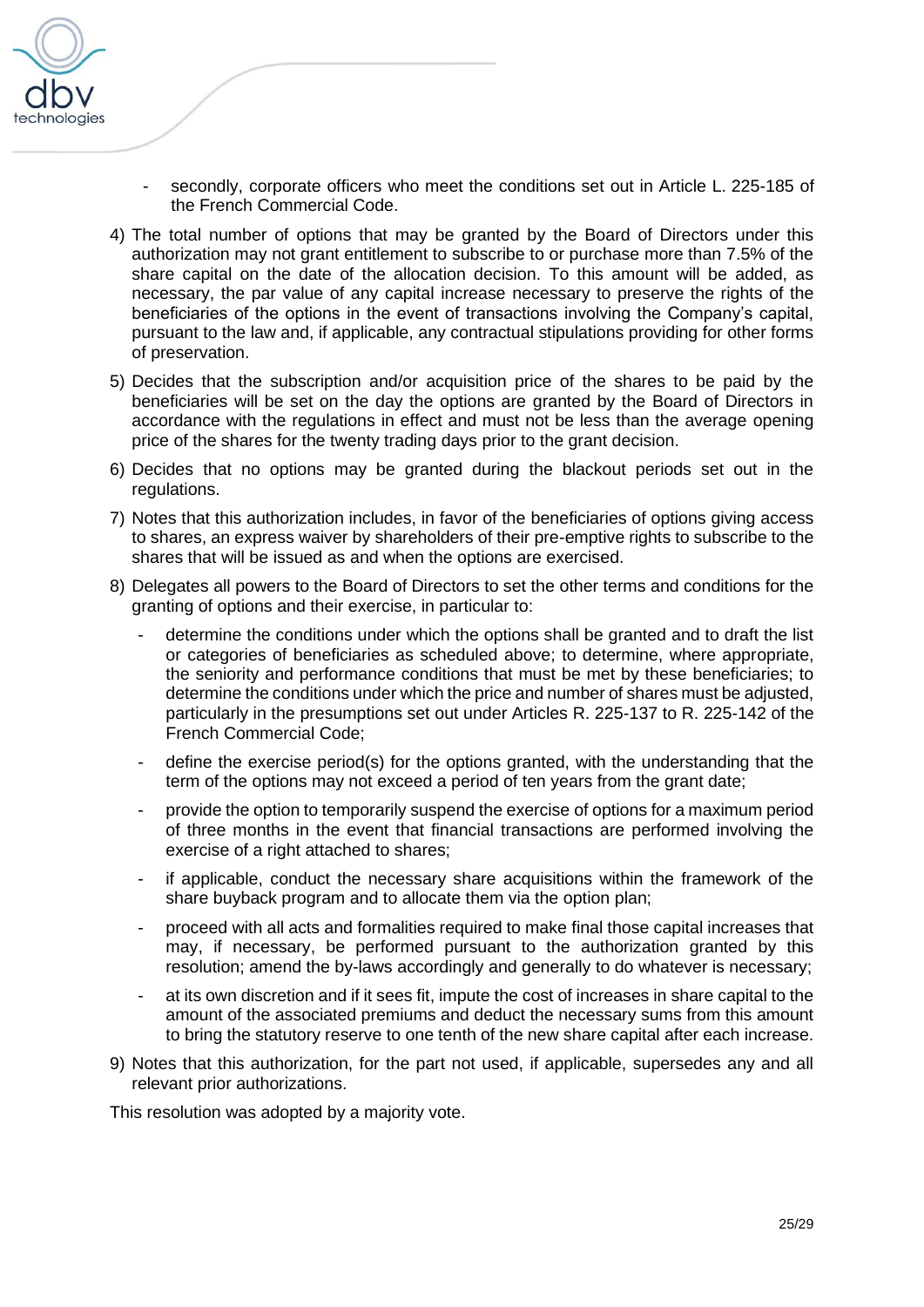- secondly, corporate officers who meet the conditions set out in Article L. 225-185 of the French Commercial Code.

4) The total number of options that may be granted by the Board of Directors under this authorization may not grant entitlement to subscribe to or purchase more than 7.5% of the share capital on the date of the allocation decision. To this amount will be added, as necessary, the par value of any capital increase necessary to preserve the rights of the beneficiaries of the options in the event of transactions involving the Company's capital, pursuant to the law and, if applicable, any contractual stipulations providing for other forms of preservation.
5) Decides that the subscription and/or acquisition price of the shares to be paid by the beneficiaries will be set on the day the options are granted by the Board of Directors in accordance with the regulations in effect and must not be less than the average opening price of the shares for the twenty trading days prior to the grant decision.
6) Decides that no options may be granted during the blackout periods set out in the regulations.
7) Notes that this authorization includes, in favor of the beneficiaries of options giving access to shares, an express waiver by shareholders of their pre-emptive rights to subscribe to the shares that will be issued as and when the options are exercised.
8) Delegates all powers to the Board of Directors to set the other terms and conditions for the granting of options and their exercise, in particular to:
   - determine the conditions under which the options shall be granted and to draft the list or categories of beneficiaries as scheduled above; to determine, where appropriate, the seniority and performance conditions that must be met by these beneficiaries; to determine the conditions under which the price and number of shares must be adjusted, particularly in the presumptions set out under Articles R. 225-137 to R. 225-142 of the French Commercial Code;
   - define the exercise period(s) for the options granted, with the understanding that the term of the options may not exceed a period of ten years from the grant date;
   - provide the option to temporarily suspend the exercise of options for a maximum period of three months in the event that financial transactions are performed involving the exercise of a right attached to shares;
   - if applicable, conduct the necessary share acquisitions within the framework of the share buyback program and to allocate them via the option plan;
   - proceed with all acts and formalities required to make final those capital increases that may, if necessary, be performed pursuant to the authorization granted by this resolution; amend the by-laws accordingly and generally to do whatever is necessary;
   - at its own discretion and if it sees fit, impute the cost of increases in share capital to the amount of the associated premiums and deduct the necessary sums from this amount to bring the statutory reserve to one tenth of the new share capital after each increase.
9) Notes that this authorization, for the part not used, if applicable, supersedes any and all relevant prior authorizations.

This resolution was adopted by a majority vote.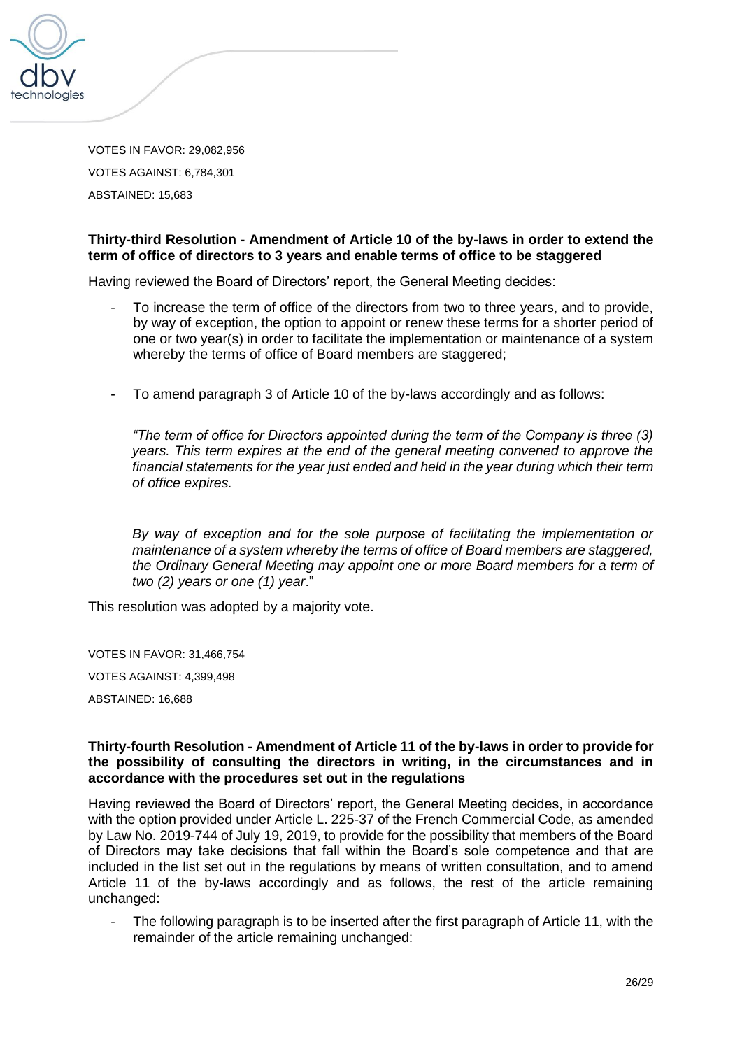VOTES IN FAVOR: 29,082,956

VOTES AGAINST: 6,784,301

ABSTAINED: 15,683

**Thirty-third Resolution - Amendment of Article 10 of the by-laws in order to extend the term of office of directors to 3 years and enable terms of office to be staggered**

Having reviewed the Board of Directors' report, the General Meeting decides:

- To increase the term of office of the directors from two to three years, and to provide, by way of exception, the option to appoint or renew these terms for a shorter period of one or two year(s) in order to facilitate the implementation or maintenance of a system whereby the terms of office of Board members are staggered;

- To amend paragraph 3 of Article 10 of the by-laws accordingly and as follows:

*"The term of office for Directors appointed during the term of the Company is three (3) years. This term expires at the end of the general meeting convened to approve the financial statements for the year just ended and held in the year during which their term of office expires.*

*By way of exception and for the sole purpose of facilitating the implementation or maintenance of a system whereby the terms of office of Board members are staggered, the Ordinary General Meeting may appoint one or more Board members for a term of two (2) years or one (1) year*."

This resolution was adopted by a majority vote.

VOTES IN FAVOR: 31,466,754

VOTES AGAINST: 4,399,498

ABSTAINED: 16,688

**Thirty-fourth Resolution - Amendment of Article 11 of the by-laws in order to provide for the possibility of consulting the directors in writing, in the circumstances and in accordance with the procedures set out in the regulations**

Having reviewed the Board of Directors' report, the General Meeting decides, in accordance with the option provided under Article L. 225-37 of the French Commercial Code, as amended by Law No. 2019-744 of July 19, 2019, to provide for the possibility that members of the Board of Directors may take decisions that fall within the Board's sole competence and that are included in the list set out in the regulations by means of written consultation, and to amend Article 11 of the by-laws accordingly and as follows, the rest of the article remaining unchanged:

- The following paragraph is to be inserted after the first paragraph of Article 11, with the remainder of the article remaining unchanged: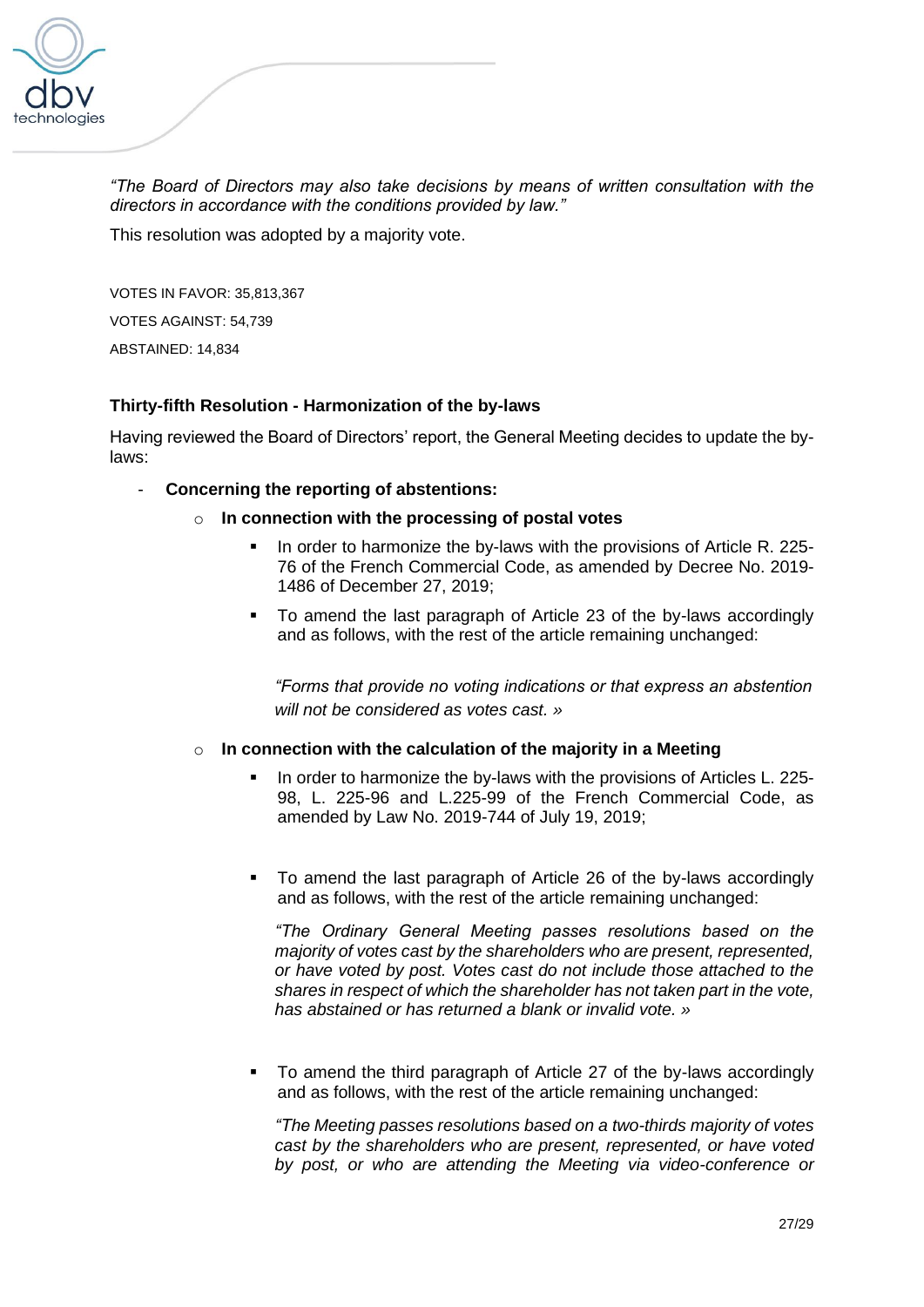*"The Board of Directors may also take decisions by means of written consultation with the directors in accordance with the conditions provided by law."*

This resolution was adopted by a majority vote.

VOTES IN FAVOR: 35,813,367

VOTES AGAINST: 54,739

ABSTAINED: 14,834

**Thirty-fifth Resolution - Harmonization of the by-laws**

Having reviewed the Board of Directors' report, the General Meeting decides to update the by-laws:

- **Concerning the reporting of abstentions:**
  - **In connection with the processing of postal votes**
    - In order to harmonize the by-laws with the provisions of Article R. 225-76 of the French Commercial Code, as amended by Decree No. 2019-1486 of December 27, 2019;
    - To amend the last paragraph of Article 23 of the by-laws accordingly and as follows, with the rest of the article remaining unchanged:

      *"Forms that provide no voting indications or that express an abstention will not be considered as votes cast. »*

  - **In connection with the calculation of the majority in a Meeting**
    - In order to harmonize the by-laws with the provisions of Articles L. 225-98, L. 225-96 and L.225-99 of the French Commercial Code, as amended by Law No. 2019-744 of July 19, 2019;
    - To amend the last paragraph of Article 26 of the by-laws accordingly and as follows, with the rest of the article remaining unchanged:

      *"The Ordinary General Meeting passes resolutions based on the majority of votes cast by the shareholders who are present, represented, or have voted by post. Votes cast do not include those attached to the shares in respect of which the shareholder has not taken part in the vote, has abstained or has returned a blank or invalid vote. »*

    - To amend the third paragraph of Article 27 of the by-laws accordingly and as follows, with the rest of the article remaining unchanged:

      *"The Meeting passes resolutions based on a two-thirds majority of votes cast by the shareholders who are present, represented, or have voted by post, or who are attending the Meeting via video-conference or*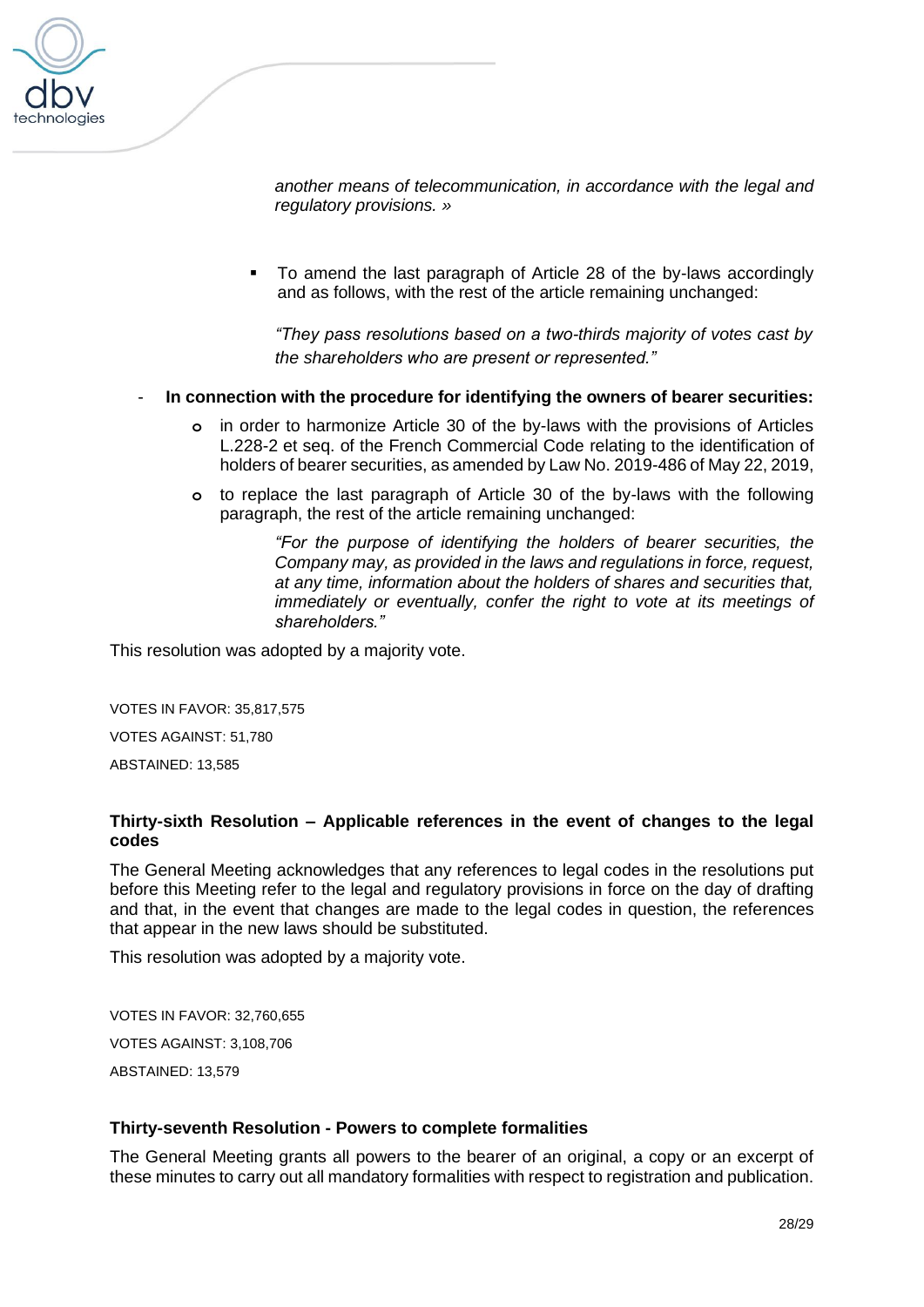*another means of telecommunication, in accordance with the legal and regulatory provisions. »*

- To amend the last paragraph of Article 28 of the by-laws accordingly and as follows, with the rest of the article remaining unchanged:

  *"They pass resolutions based on a two-thirds majority of votes cast by the shareholders who are present or represented."*

- **In connection with the procedure for identifying the owners of bearer securities:**
  - in order to harmonize Article 30 of the by-laws with the provisions of Articles L.228-2 et seq. of the French Commercial Code relating to the identification of holders of bearer securities, as amended by Law No. 2019-486 of May 22, 2019,
  - to replace the last paragraph of Article 30 of the by-laws with the following paragraph, the rest of the article remaining unchanged:

    *"For the purpose of identifying the holders of bearer securities, the Company may, as provided in the laws and regulations in force, request, at any time, information about the holders of shares and securities that, immediately or eventually, confer the right to vote at its meetings of shareholders."*

This resolution was adopted by a majority vote.

VOTES IN FAVOR: 35,817,575

VOTES AGAINST: 51,780

ABSTAINED: 13,585

**Thirty-sixth Resolution – Applicable references in the event of changes to the legal codes**

The General Meeting acknowledges that any references to legal codes in the resolutions put before this Meeting refer to the legal and regulatory provisions in force on the day of drafting and that, in the event that changes are made to the legal codes in question, the references that appear in the new laws should be substituted.

This resolution was adopted by a majority vote.

VOTES IN FAVOR: 32,760,655

VOTES AGAINST: 3,108,706

ABSTAINED: 13,579

**Thirty-seventh Resolution - Powers to complete formalities**

The General Meeting grants all powers to the bearer of an original, a copy or an excerpt of these minutes to carry out all mandatory formalities with respect to registration and publication.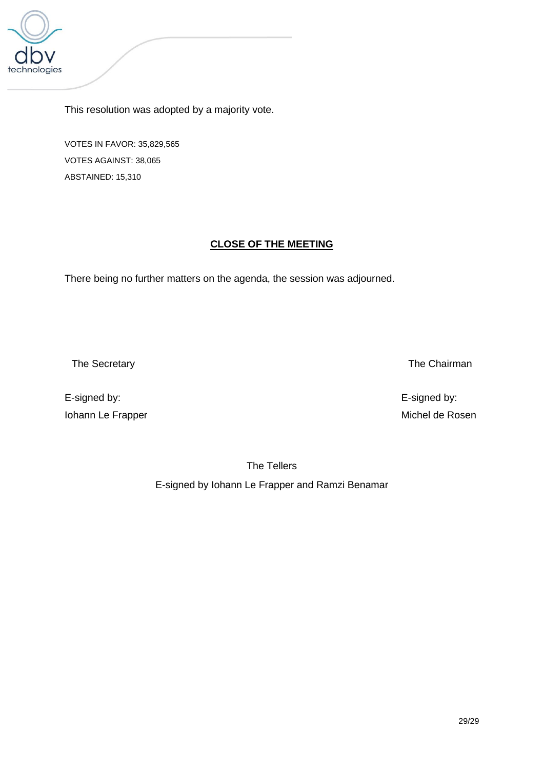This resolution was adopted by a majority vote.

VOTES IN FAVOR: 35,829,565
VOTES AGAINST: 38,065
ABSTAINED: 15,310

## CLOSE OF THE MEETING

There being no further matters on the agenda, the session was adjourned.

The Secretary

E-signed by:
Iohann Le Frapper

The Chairman

E-signed by:
Michel de Rosen

The Tellers
E-signed by Iohann Le Frapper and Ramzi Benamar